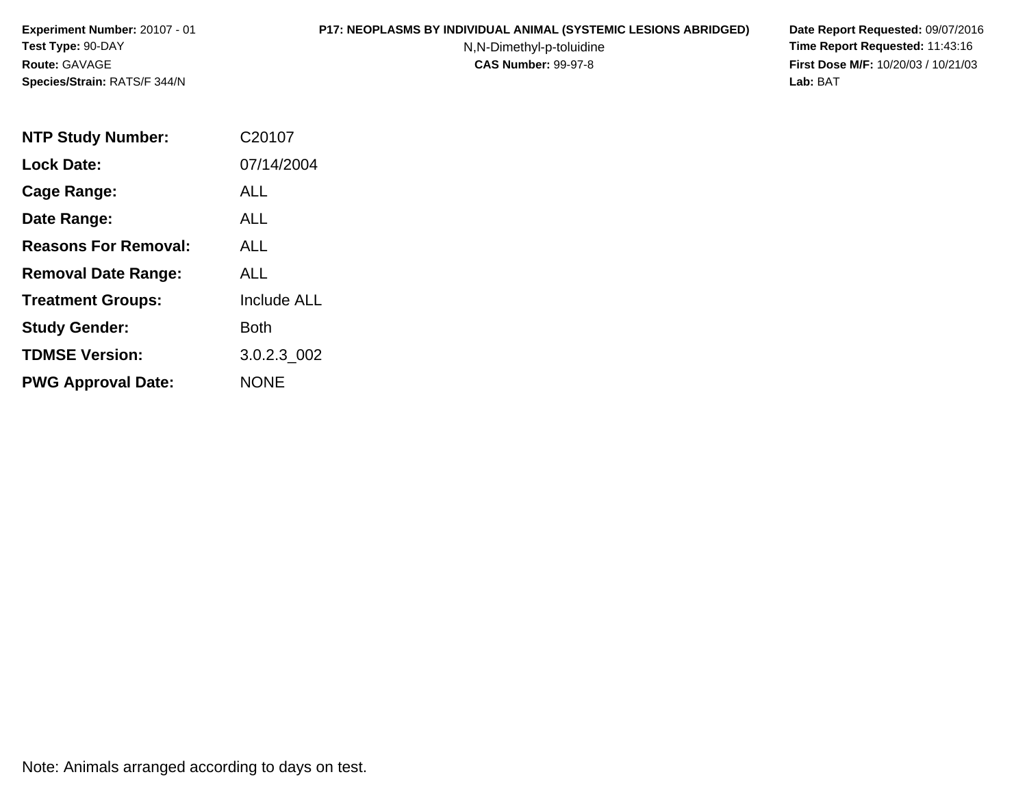**Experiment Number:** 20107 - 01
**Test Type:** 90-DAY
**Route:** GAVAGE
**Species/Strain:** RATS/F 344/N

**P17: NEOPLASMS BY INDIVIDUAL ANIMAL (SYSTEMIC LESIONS ABRIDGED)**
N,N-Dimethyl-p-toluidine
**CAS Number:** 99-97-8

**Date Report Requested:** 09/07/2016
**Time Report Requested:** 11:43:16
**First Dose M/F:** 10/20/03 / 10/21/03
**Lab:** BAT

| | |
|---|---|
| **NTP Study Number:** | C20107 |
| **Lock Date:** | 07/14/2004 |
| **Cage Range:** | ALL |
| **Date Range:** | ALL |
| **Reasons For Removal:** | ALL |
| **Removal Date Range:** | ALL |
| **Treatment Groups:** | Include ALL |
| **Study Gender:** | Both |
| **TDMSE Version:** | 3.0.2.3_002 |
| **PWG Approval Date:** | NONE |

Note: Animals arranged according to days on test.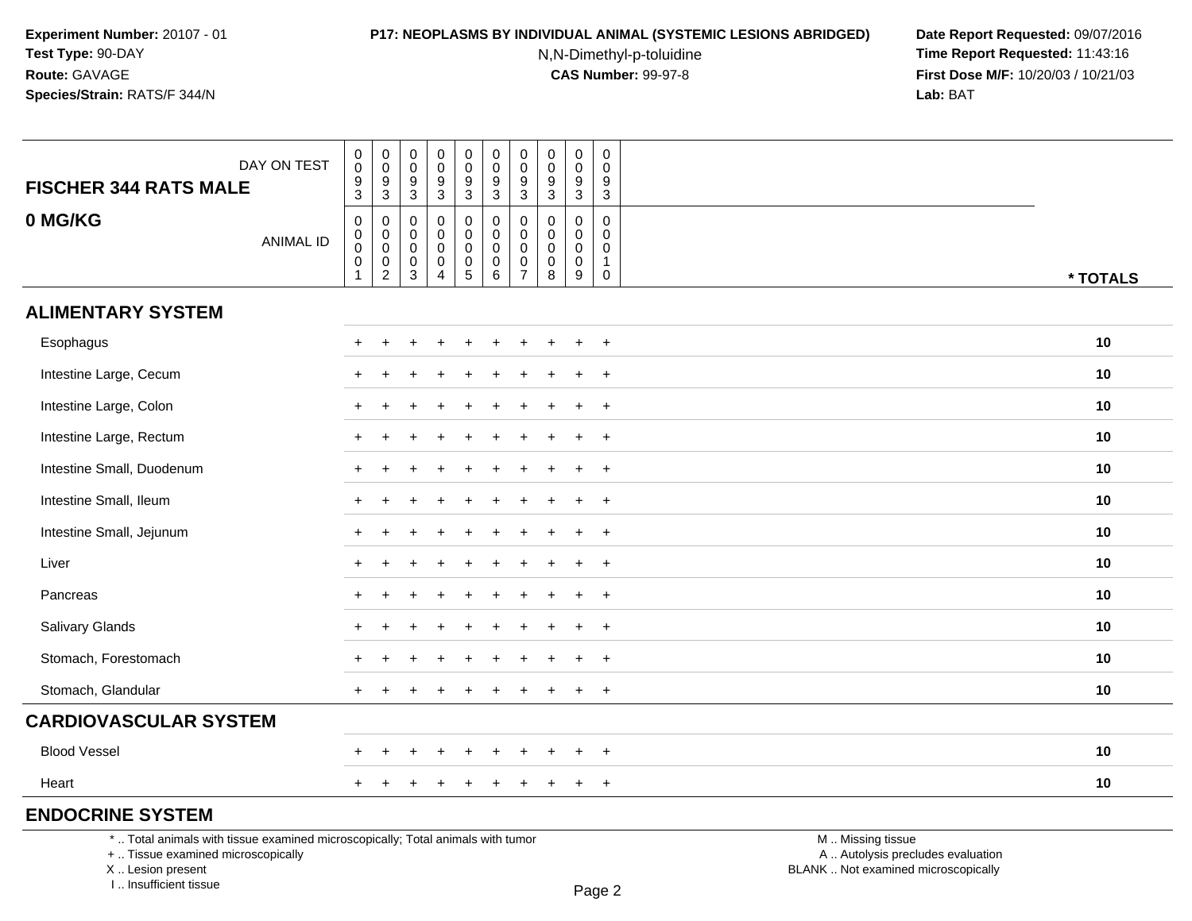**Experiment Number:** 20107 - 01
**Test Type:** 90-DAY
**Route:** GAVAGE
**Species/Strain:** RATS/F 344/N

**P17: NEOPLASMS BY INDIVIDUAL ANIMAL (SYSTEMIC LESIONS ABRIDGED)**
N,N-Dimethyl-p-toluidine
**CAS Number:** 99-97-8

**Date Report Requested:** 09/07/2016
**Time Report Requested:** 11:43:16
**First Dose M/F:** 10/20/03 / 10/21/03
**Lab:** BAT

| FISCHER 344 RATS MALE 0 MG/KG | | | | | | | | | | | |
|---|---|---|---|---|---|---|---|---|---|---|---|
| DAY ON TEST | 0093 | 0093 | 0093 | 0093 | 0093 | 0093 | 0093 | 0093 | 0093 | 0093 | |
| ANIMAL ID | 00001 | 00002 | 00003 | 00004 | 00005 | 00006 | 00007 | 00008 | 00009 | 00010 | * TOTALS |
| **ALIMENTARY SYSTEM** | | | | | | | | | | | |
| Esophagus | + | + | + | + | + | + | + | + | + | + | 10 |
| Intestine Large, Cecum | + | + | + | + | + | + | + | + | + | + | 10 |
| Intestine Large, Colon | + | + | + | + | + | + | + | + | + | + | 10 |
| Intestine Large, Rectum | + | + | + | + | + | + | + | + | + | + | 10 |
| Intestine Small, Duodenum | + | + | + | + | + | + | + | + | + | + | 10 |
| Intestine Small, Ileum | + | + | + | + | + | + | + | + | + | + | 10 |
| Intestine Small, Jejunum | + | + | + | + | + | + | + | + | + | + | 10 |
| Liver | + | + | + | + | + | + | + | + | + | + | 10 |
| Pancreas | + | + | + | + | + | + | + | + | + | + | 10 |
| Salivary Glands | + | + | + | + | + | + | + | + | + | + | 10 |
| Stomach, Forestomach | + | + | + | + | + | + | + | + | + | + | 10 |
| Stomach, Glandular | + | + | + | + | + | + | + | + | + | + | 10 |
| **CARDIOVASCULAR SYSTEM** | | | | | | | | | | | |
| Blood Vessel | + | + | + | + | + | + | + | + | + | + | 10 |
| Heart | + | + | + | + | + | + | + | + | + | + | 10 |
| **ENDOCRINE SYSTEM** | | | | | | | | | | | |

* .. Total animals with tissue examined microscopically; Total animals with tumor
+ .. Tissue examined microscopically
X .. Lesion present
I .. Insufficient tissue

M .. Missing tissue
A .. Autolysis precludes evaluation
BLANK .. Not examined microscopically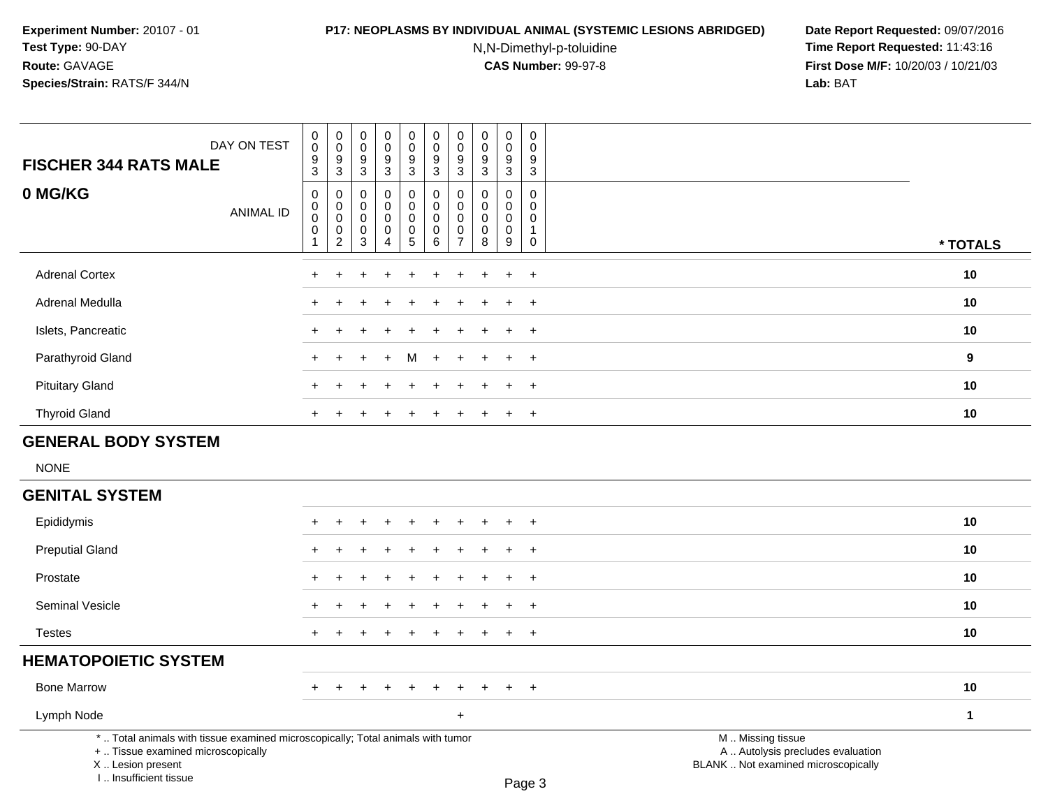**Experiment Number:** 20107 - 01
**Test Type:** 90-DAY
**Route:** GAVAGE
**Species/Strain:** RATS/F 344/N

**P17: NEOPLASMS BY INDIVIDUAL ANIMAL (SYSTEMIC LESIONS ABRIDGED)**
N,N-Dimethyl-p-toluidine
**CAS Number:** 99-97-8

**Date Report Requested:** 09/07/2016
**Time Report Requested:** 11:43:16
**First Dose M/F:** 10/20/03 / 10/21/03
**Lab:** BAT

| FISCHER 344 RATS MALE 0 MG/KG | | | | | | | | | | | |
|---|---|---|---|---|---|---|---|---|---|---|---|
| DAY ON TEST | 0093 | 0093 | 0093 | 0093 | 0093 | 0093 | 0093 | 0093 | 0093 | 0093 | |
| ANIMAL ID | 00001 | 00002 | 00003 | 00004 | 00005 | 00006 | 00007 | 00008 | 00009 | 00010 | * TOTALS |
| Adrenal Cortex | + | + | + | + | + | + | + | + | + | + | 10 |
| Adrenal Medulla | + | + | + | + | + | + | + | + | + | + | 10 |
| Islets, Pancreatic | + | + | + | + | + | + | + | + | + | + | 10 |
| Parathyroid Gland | + | + | + | + | M | + | + | + | + | + | 9 |
| Pituitary Gland | + | + | + | + | + | + | + | + | + | + | 10 |
| Thyroid Gland | + | + | + | + | + | + | + | + | + | + | 10 |
| **GENERAL BODY SYSTEM** | | | | | | | | | | | |
| NONE | | | | | | | | | | | |
| **GENITAL SYSTEM** | | | | | | | | | | | |
| Epididymis | + | + | + | + | + | + | + | + | + | + | 10 |
| Preputial Gland | + | + | + | + | + | + | + | + | + | + | 10 |
| Prostate | + | + | + | + | + | + | + | + | + | + | 10 |
| Seminal Vesicle | + | + | + | + | + | + | + | + | + | + | 10 |
| Testes | + | + | + | + | + | + | + | + | + | + | 10 |
| **HEMATOPOIETIC SYSTEM** | | | | | | | | | | | |
| Bone Marrow | + | + | + | + | + | + | + | + | + | + | 10 |
| Lymph Node | | | | | | | + | | | | 1 |

* .. Total animals with tissue examined microscopically; Total animals with tumor
+ .. Tissue examined microscopically
X .. Lesion present
I .. Insufficient tissue

M .. Missing tissue
A .. Autolysis precludes evaluation
BLANK .. Not examined microscopically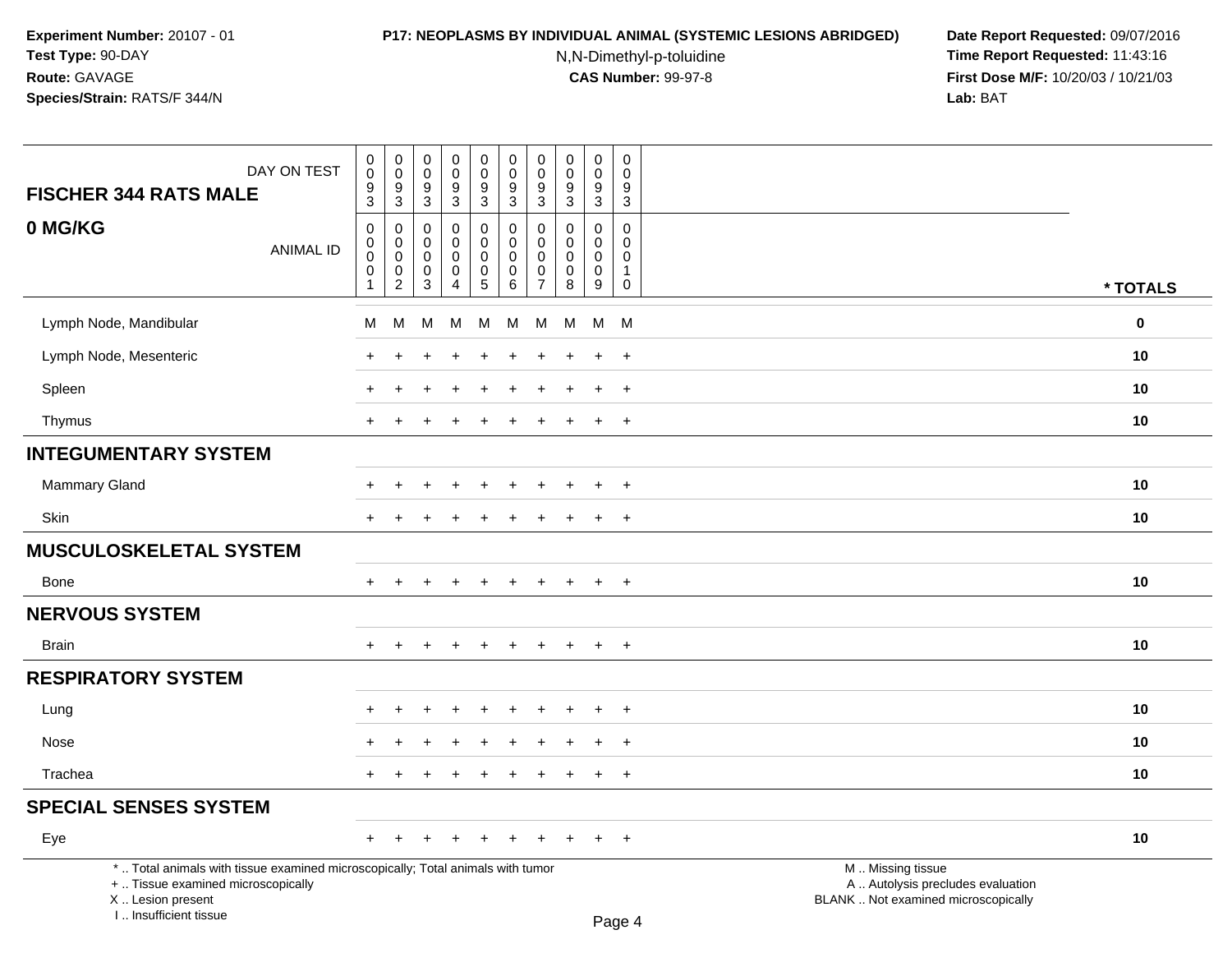**Experiment Number:** 20107 - 01
**Test Type:** 90-DAY
**Route:** GAVAGE
**Species/Strain:** RATS/F 344/N

**P17: NEOPLASMS BY INDIVIDUAL ANIMAL (SYSTEMIC LESIONS ABRIDGED)**
N,N-Dimethyl-p-toluidine
**CAS Number:** 99-97-8

**Date Report Requested:** 09/07/2016
**Time Report Requested:** 11:43:16
**First Dose M/F:** 10/20/03 / 10/21/03
**Lab:** BAT

| FISCHER 344 RATS MALE — 0 MG/KG | | | | | | | | | | | |
|---|---|---|---|---|---|---|---|---|---|---|---|
| DAY ON TEST | 0093 | 0093 | 0093 | 0093 | 0093 | 0093 | 0093 | 0093 | 0093 | 0093 | |
| ANIMAL ID | 00001 | 00002 | 00003 | 00004 | 00005 | 00006 | 00007 | 00008 | 00009 | 00010 | * TOTALS |
| Lymph Node, Mandibular | M | M | M | M | M | M | M | M | M | M | 0 |
| Lymph Node, Mesenteric | + | + | + | + | + | + | + | + | + | + | 10 |
| Spleen | + | + | + | + | + | + | + | + | + | + | 10 |
| Thymus | + | + | + | + | + | + | + | + | + | + | 10 |
| **INTEGUMENTARY SYSTEM** | | | | | | | | | | | |
| Mammary Gland | + | + | + | + | + | + | + | + | + | + | 10 |
| Skin | + | + | + | + | + | + | + | + | + | + | 10 |
| **MUSCULOSKELETAL SYSTEM** | | | | | | | | | | | |
| Bone | + | + | + | + | + | + | + | + | + | + | 10 |
| **NERVOUS SYSTEM** | | | | | | | | | | | |
| Brain | + | + | + | + | + | + | + | + | + | + | 10 |
| **RESPIRATORY SYSTEM** | | | | | | | | | | | |
| Lung | + | + | + | + | + | + | + | + | + | + | 10 |
| Nose | + | + | + | + | + | + | + | + | + | + | 10 |
| Trachea | + | + | + | + | + | + | + | + | + | + | 10 |
| **SPECIAL SENSES SYSTEM** | | | | | | | | | | | |
| Eye | + | + | + | + | + | + | + | + | + | + | 10 |

* .. Total animals with tissue examined microscopically; Total animals with tumor
+ .. Tissue examined microscopically
X .. Lesion present
I .. Insufficient tissue

M .. Missing tissue
A .. Autolysis precludes evaluation
BLANK .. Not examined microscopically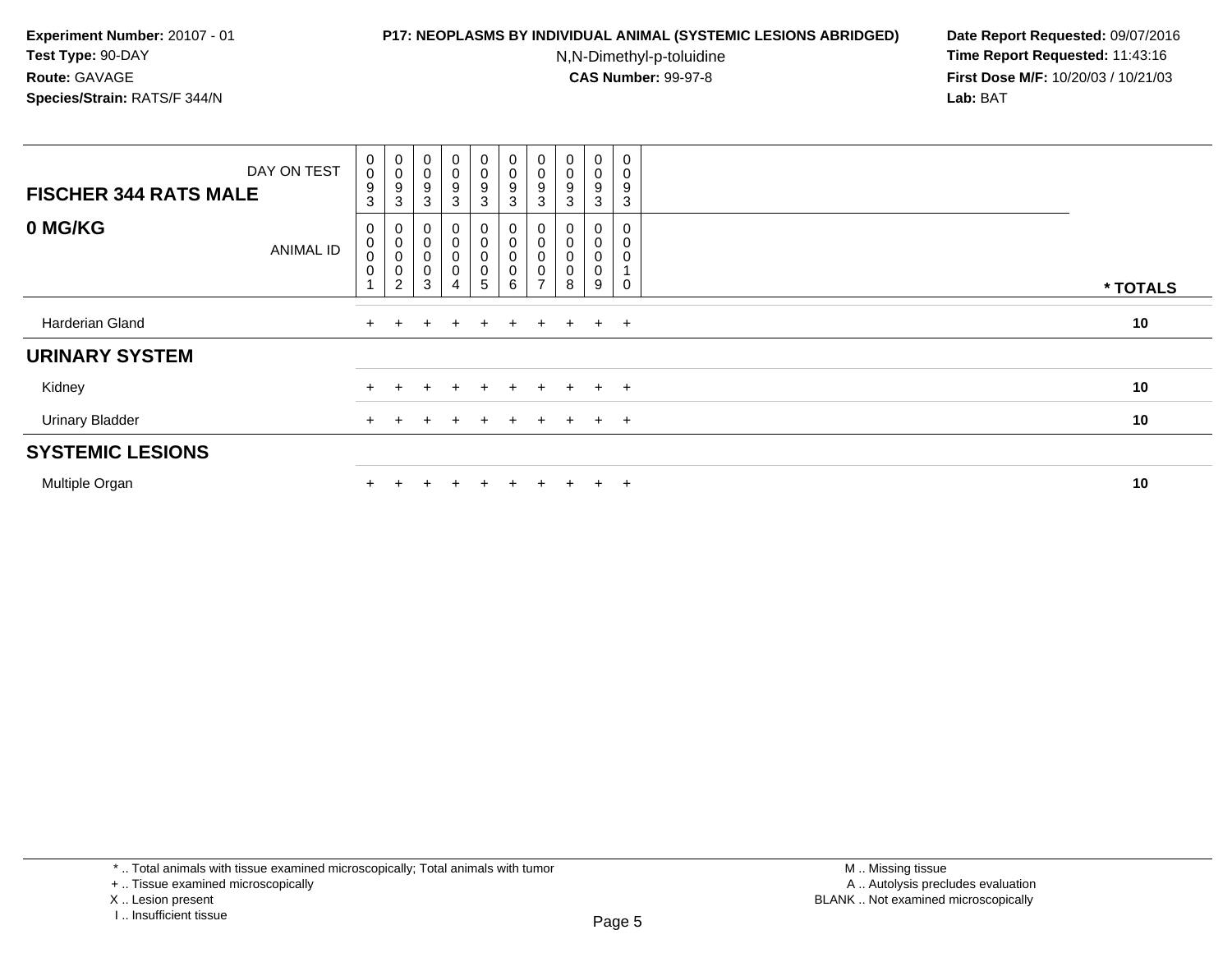**Experiment Number:** 20107 - 01
**Test Type:** 90-DAY
**Route:** GAVAGE
**Species/Strain:** RATS/F 344/N

**P17: NEOPLASMS BY INDIVIDUAL ANIMAL (SYSTEMIC LESIONS ABRIDGED)**
N,N-Dimethyl-p-toluidine
**CAS Number:** 99-97-8

**Date Report Requested:** 09/07/2016
**Time Report Requested:** 11:43:16
**First Dose M/F:** 10/20/03 / 10/21/03
**Lab:** BAT

| FISCHER 344 RATS MALE — DAY ON TEST | 0093 | 0093 | 0093 | 0093 | 0093 | 0093 | 0093 | 0093 | 0093 | 0093 | |
|---|---|---|---|---|---|---|---|---|---|---|---|
| **0 MG/KG** — ANIMAL ID | 0001 | 0002 | 0003 | 0004 | 0005 | 0006 | 0007 | 0008 | 0009 | 0010 | *** TOTALS** |
| Harderian Gland | + | + | + | + | + | + | + | + | + | + | **10** |
| **URINARY SYSTEM** | | | | | | | | | | | |
| Kidney | + | + | + | + | + | + | + | + | + | + | **10** |
| Urinary Bladder | + | + | + | + | + | + | + | + | + | + | **10** |
| **SYSTEMIC LESIONS** | | | | | | | | | | | |
| Multiple Organ | + | + | + | + | + | + | + | + | + | + | **10** |

* .. Total animals with tissue examined microscopically; Total animals with tumor
+ .. Tissue examined microscopically
X .. Lesion present
I .. Insufficient tissue

M .. Missing tissue
A .. Autolysis precludes evaluation
BLANK .. Not examined microscopically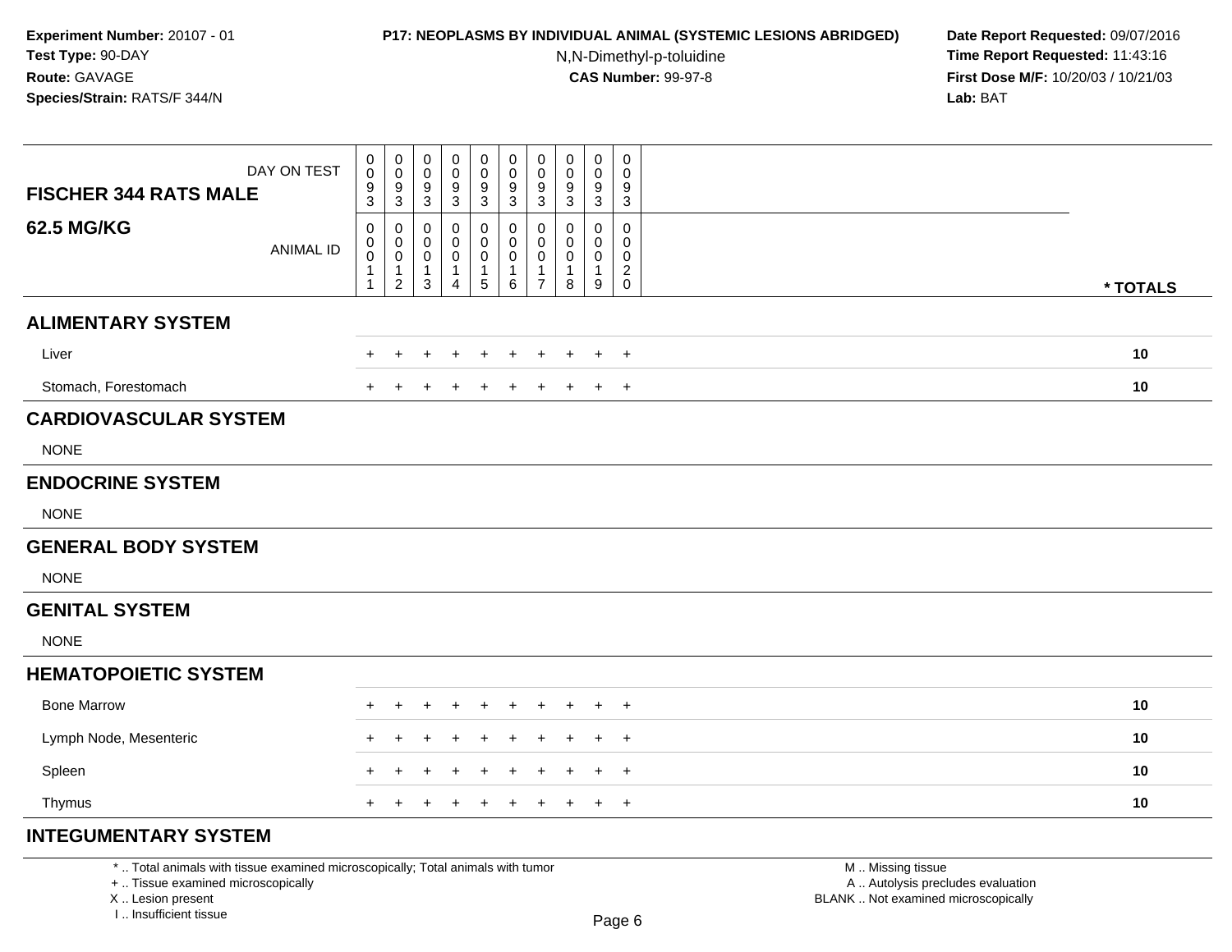**Experiment Number:** 20107 - 01
**Test Type:** 90-DAY
**Route:** GAVAGE
**Species/Strain:** RATS/F 344/N

**P17: NEOPLASMS BY INDIVIDUAL ANIMAL (SYSTEMIC LESIONS ABRIDGED)**
N,N-Dimethyl-p-toluidine
**CAS Number:** 99-97-8

**Date Report Requested:** 09/07/2016
**Time Report Requested:** 11:43:16
**First Dose M/F:** 10/20/03 / 10/21/03
**Lab:** BAT

| FISCHER 344 RATS MALE 62.5 MG/KG | | | | | | | | | | | |
|---|---|---|---|---|---|---|---|---|---|---|---|
| DAY ON TEST | 0093 | 0093 | 0093 | 0093 | 0093 | 0093 | 0093 | 0093 | 0093 | 0093 | |
| ANIMAL ID | 00011 | 00012 | 00013 | 00014 | 00015 | 00016 | 00017 | 00018 | 00019 | 00020 | * TOTALS |
| **ALIMENTARY SYSTEM** | | | | | | | | | | | |
| Liver | + | + | + | + | + | + | + | + | + | + | 10 |
| Stomach, Forestomach | + | + | + | + | + | + | + | + | + | + | 10 |
| **CARDIOVASCULAR SYSTEM** | | | | | | | | | | | |
| NONE | | | | | | | | | | | |
| **ENDOCRINE SYSTEM** | | | | | | | | | | | |
| NONE | | | | | | | | | | | |
| **GENERAL BODY SYSTEM** | | | | | | | | | | | |
| NONE | | | | | | | | | | | |
| **GENITAL SYSTEM** | | | | | | | | | | | |
| NONE | | | | | | | | | | | |
| **HEMATOPOIETIC SYSTEM** | | | | | | | | | | | |
| Bone Marrow | + | + | + | + | + | + | + | + | + | + | 10 |
| Lymph Node, Mesenteric | + | + | + | + | + | + | + | + | + | + | 10 |
| Spleen | + | + | + | + | + | + | + | + | + | + | 10 |
| Thymus | + | + | + | + | + | + | + | + | + | + | 10 |
| **INTEGUMENTARY SYSTEM** | | | | | | | | | | | |

* .. Total animals with tissue examined microscopically; Total animals with tumor
+ .. Tissue examined microscopically
X .. Lesion present
I .. Insufficient tissue

M .. Missing tissue
A .. Autolysis precludes evaluation
BLANK .. Not examined microscopically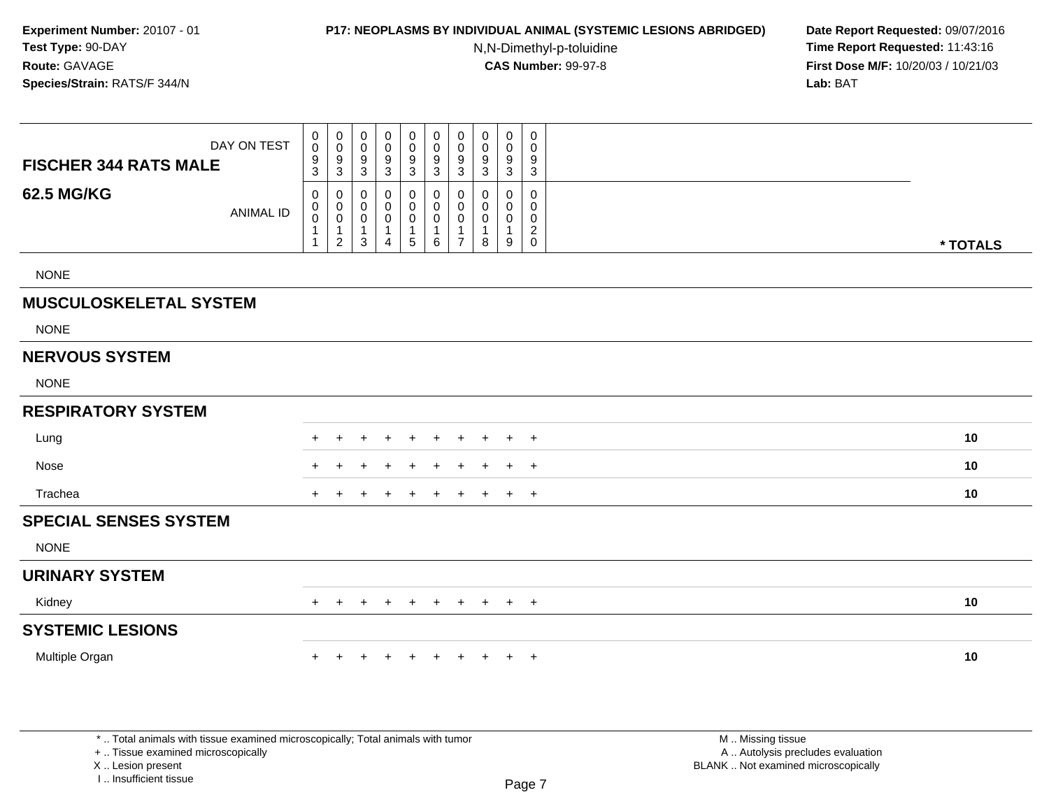**Experiment Number:** 20107 - 01
**Test Type:** 90-DAY
**Route:** GAVAGE
**Species/Strain:** RATS/F 344/N

**P17: NEOPLASMS BY INDIVIDUAL ANIMAL (SYSTEMIC LESIONS ABRIDGED)**
N,N-Dimethyl-p-toluidine
**CAS Number:** 99-97-8

**Date Report Requested:** 09/07/2016
**Time Report Requested:** 11:43:16
**First Dose M/F:** 10/20/03 / 10/21/03
**Lab:** BAT

| FISCHER 344 RATS MALE 62.5 MG/KG | | | | | | | | | | | |
|---|---|---|---|---|---|---|---|---|---|---|---|
| DAY ON TEST | 0093 | 0093 | 0093 | 0093 | 0093 | 0093 | 0093 | 0093 | 0093 | 0093 | |
| ANIMAL ID | 00011 | 00012 | 00013 | 00014 | 00015 | 00016 | 00017 | 00018 | 00019 | 00020 | * TOTALS |
| NONE | | | | | | | | | | | |
| **MUSCULOSKELETAL SYSTEM** | | | | | | | | | | | |
| NONE | | | | | | | | | | | |
| **NERVOUS SYSTEM** | | | | | | | | | | | |
| NONE | | | | | | | | | | | |
| **RESPIRATORY SYSTEM** | | | | | | | | | | | |
| Lung | + | + | + | + | + | + | + | + | + | + | **10** |
| Nose | + | + | + | + | + | + | + | + | + | + | **10** |
| Trachea | + | + | + | + | + | + | + | + | + | + | **10** |
| **SPECIAL SENSES SYSTEM** | | | | | | | | | | | |
| NONE | | | | | | | | | | | |
| **URINARY SYSTEM** | | | | | | | | | | | |
| Kidney | + | + | + | + | + | + | + | + | + | + | **10** |
| **SYSTEMIC LESIONS** | | | | | | | | | | | |
| Multiple Organ | + | + | + | + | + | + | + | + | + | + | **10** |

* .. Total animals with tissue examined microscopically; Total animals with tumor
+ .. Tissue examined microscopically
X .. Lesion present
I .. Insufficient tissue

M .. Missing tissue
A .. Autolysis precludes evaluation
BLANK .. Not examined microscopically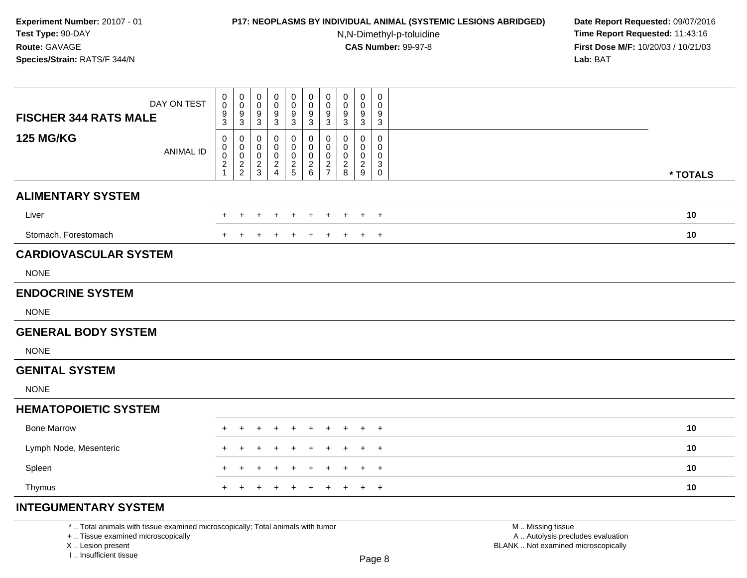Experiment Number: 20107 - 01
Test Type: 90-DAY
Route: GAVAGE
Species/Strain: RATS/F 344/N

**P17: NEOPLASMS BY INDIVIDUAL ANIMAL (SYSTEMIC LESIONS ABRIDGED)**
N,N-Dimethyl-p-toluidine
**CAS Number:** 99-97-8

Date Report Requested: 09/07/2016
Time Report Requested: 11:43:16
First Dose M/F: 10/20/03 / 10/21/03
Lab: BAT

| FISCHER 344 RATS MALE / 125 MG/KG | | | | | | | | | | | |
|---|---|---|---|---|---|---|---|---|---|---|---|
| DAY ON TEST | 0093 | 0093 | 0093 | 0093 | 0093 | 0093 | 0093 | 0093 | 0093 | 0093 | |
| ANIMAL ID | 00021 | 00022 | 00023 | 00024 | 00025 | 00026 | 00027 | 00028 | 00029 | 00030 | * TOTALS |
| **ALIMENTARY SYSTEM** | | | | | | | | | | | |
| Liver | + | + | + | + | + | + | + | + | + | + | 10 |
| Stomach, Forestomach | + | + | + | + | + | + | + | + | + | + | 10 |
| **CARDIOVASCULAR SYSTEM** | | | | | | | | | | | |
| NONE | | | | | | | | | | | |
| **ENDOCRINE SYSTEM** | | | | | | | | | | | |
| NONE | | | | | | | | | | | |
| **GENERAL BODY SYSTEM** | | | | | | | | | | | |
| NONE | | | | | | | | | | | |
| **GENITAL SYSTEM** | | | | | | | | | | | |
| NONE | | | | | | | | | | | |
| **HEMATOPOIETIC SYSTEM** | | | | | | | | | | | |
| Bone Marrow | + | + | + | + | + | + | + | + | + | + | 10 |
| Lymph Node, Mesenteric | + | + | + | + | + | + | + | + | + | + | 10 |
| Spleen | + | + | + | + | + | + | + | + | + | + | 10 |
| Thymus | + | + | + | + | + | + | + | + | + | + | 10 |
| **INTEGUMENTARY SYSTEM** | | | | | | | | | | | |

* .. Total animals with tissue examined microscopically; Total animals with tumor
+ .. Tissue examined microscopically
X .. Lesion present
I .. Insufficient tissue

M .. Missing tissue
A .. Autolysis precludes evaluation
BLANK .. Not examined microscopically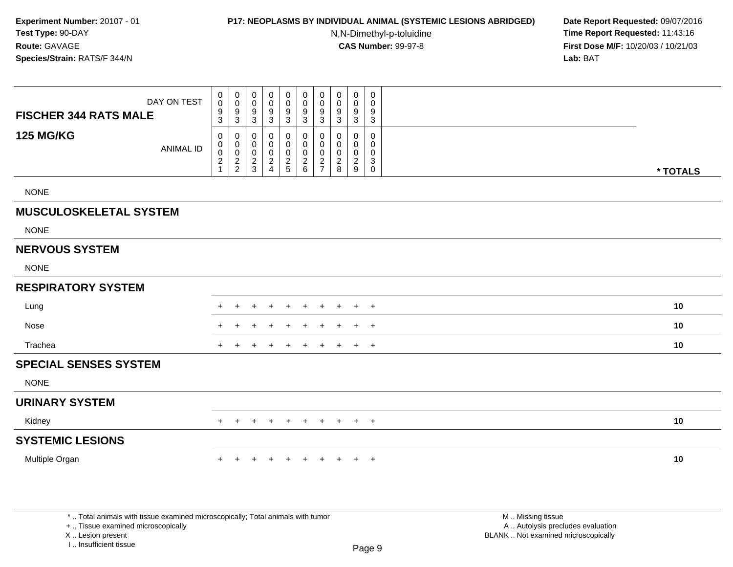**Experiment Number:** 20107 - 01
**Test Type:** 90-DAY
**Route:** GAVAGE
**Species/Strain:** RATS/F 344/N

**P17: NEOPLASMS BY INDIVIDUAL ANIMAL (SYSTEMIC LESIONS ABRIDGED)**
N,N-Dimethyl-p-toluidine
**CAS Number:** 99-97-8

**Date Report Requested:** 09/07/2016
**Time Report Requested:** 11:43:16
**First Dose M/F:** 10/20/03 / 10/21/03
**Lab:** BAT

| FISCHER 344 RATS MALE 125 MG/KG | | | | | | | | | | | |
|---|---|---|---|---|---|---|---|---|---|---|---|
| DAY ON TEST | 0093 | 0093 | 0093 | 0093 | 0093 | 0093 | 0093 | 0093 | 0093 | 0093 | |
| ANIMAL ID | 00021 | 00022 | 00023 | 00024 | 00025 | 00026 | 00027 | 00028 | 00029 | 00030 | * TOTALS |
| NONE | | | | | | | | | | | |
| **MUSCULOSKELETAL SYSTEM** | | | | | | | | | | | |
| NONE | | | | | | | | | | | |
| **NERVOUS SYSTEM** | | | | | | | | | | | |
| NONE | | | | | | | | | | | |
| **RESPIRATORY SYSTEM** | | | | | | | | | | | |
| Lung | + | + | + | + | + | + | + | + | + | + | **10** |
| Nose | + | + | + | + | + | + | + | + | + | + | **10** |
| Trachea | + | + | + | + | + | + | + | + | + | + | **10** |
| **SPECIAL SENSES SYSTEM** | | | | | | | | | | | |
| NONE | | | | | | | | | | | |
| **URINARY SYSTEM** | | | | | | | | | | | |
| Kidney | + | + | + | + | + | + | + | + | + | + | **10** |
| **SYSTEMIC LESIONS** | | | | | | | | | | | |
| Multiple Organ | + | + | + | + | + | + | + | + | + | + | **10** |

* .. Total animals with tissue examined microscopically; Total animals with tumor
+ .. Tissue examined microscopically
X .. Lesion present
I .. Insufficient tissue

M .. Missing tissue
A .. Autolysis precludes evaluation
BLANK .. Not examined microscopically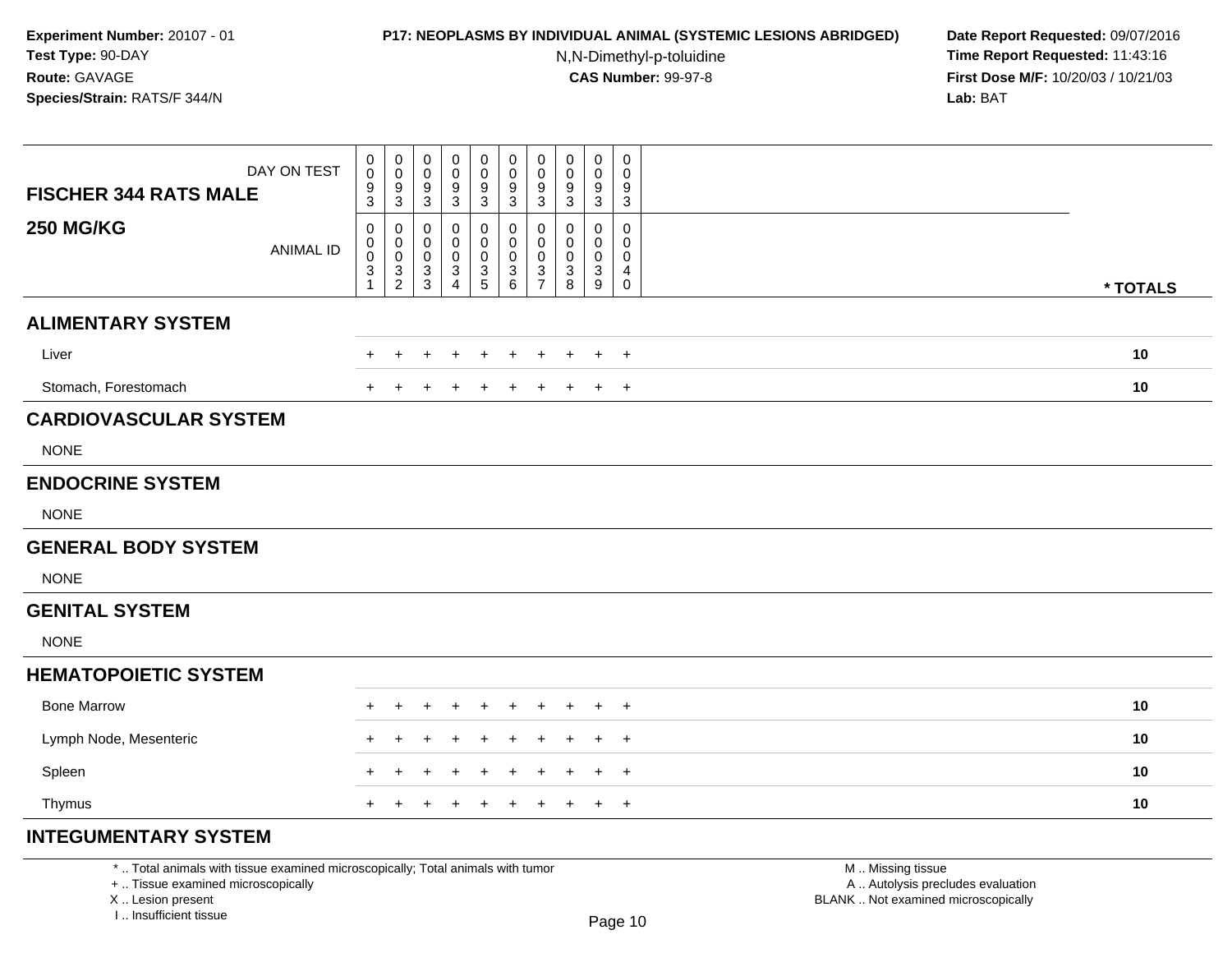**Experiment Number:** 20107 - 01
**Test Type:** 90-DAY
**Route:** GAVAGE
**Species/Strain:** RATS/F 344/N

**P17: NEOPLASMS BY INDIVIDUAL ANIMAL (SYSTEMIC LESIONS ABRIDGED)**
N,N-Dimethyl-p-toluidine
**CAS Number:** 99-97-8

**Date Report Requested:** 09/07/2016
**Time Report Requested:** 11:43:16
**First Dose M/F:** 10/20/03 / 10/21/03
**Lab:** BAT

| FISCHER 344 RATS MALE — DAY ON TEST | 0093 | 0093 | 0093 | 0093 | 0093 | 0093 | 0093 | 0093 | 0093 | 0093 | |
|---|---|---|---|---|---|---|---|---|---|---|---|
| **250 MG/KG** — ANIMAL ID | 00031 | 00032 | 00033 | 00034 | 00035 | 00036 | 00037 | 00038 | 00039 | 00040 | * TOTALS |
| **ALIMENTARY SYSTEM** | | | | | | | | | | | |
| Liver | + | + | + | + | + | + | + | + | + | + | 10 |
| Stomach, Forestomach | + | + | + | + | + | + | + | + | + | + | 10 |
| **CARDIOVASCULAR SYSTEM** | | | | | | | | | | | |
| NONE | | | | | | | | | | | |
| **ENDOCRINE SYSTEM** | | | | | | | | | | | |
| NONE | | | | | | | | | | | |
| **GENERAL BODY SYSTEM** | | | | | | | | | | | |
| NONE | | | | | | | | | | | |
| **GENITAL SYSTEM** | | | | | | | | | | | |
| NONE | | | | | | | | | | | |
| **HEMATOPOIETIC SYSTEM** | | | | | | | | | | | |
| Bone Marrow | + | + | + | + | + | + | + | + | + | + | 10 |
| Lymph Node, Mesenteric | + | + | + | + | + | + | + | + | + | + | 10 |
| Spleen | + | + | + | + | + | + | + | + | + | + | 10 |
| Thymus | + | + | + | + | + | + | + | + | + | + | 10 |
| **INTEGUMENTARY SYSTEM** | | | | | | | | | | | |

\* .. Total animals with tissue examined microscopically; Total animals with tumor
\+ .. Tissue examined microscopically
X .. Lesion present
I .. Insufficient tissue

M .. Missing tissue
A .. Autolysis precludes evaluation
BLANK .. Not examined microscopically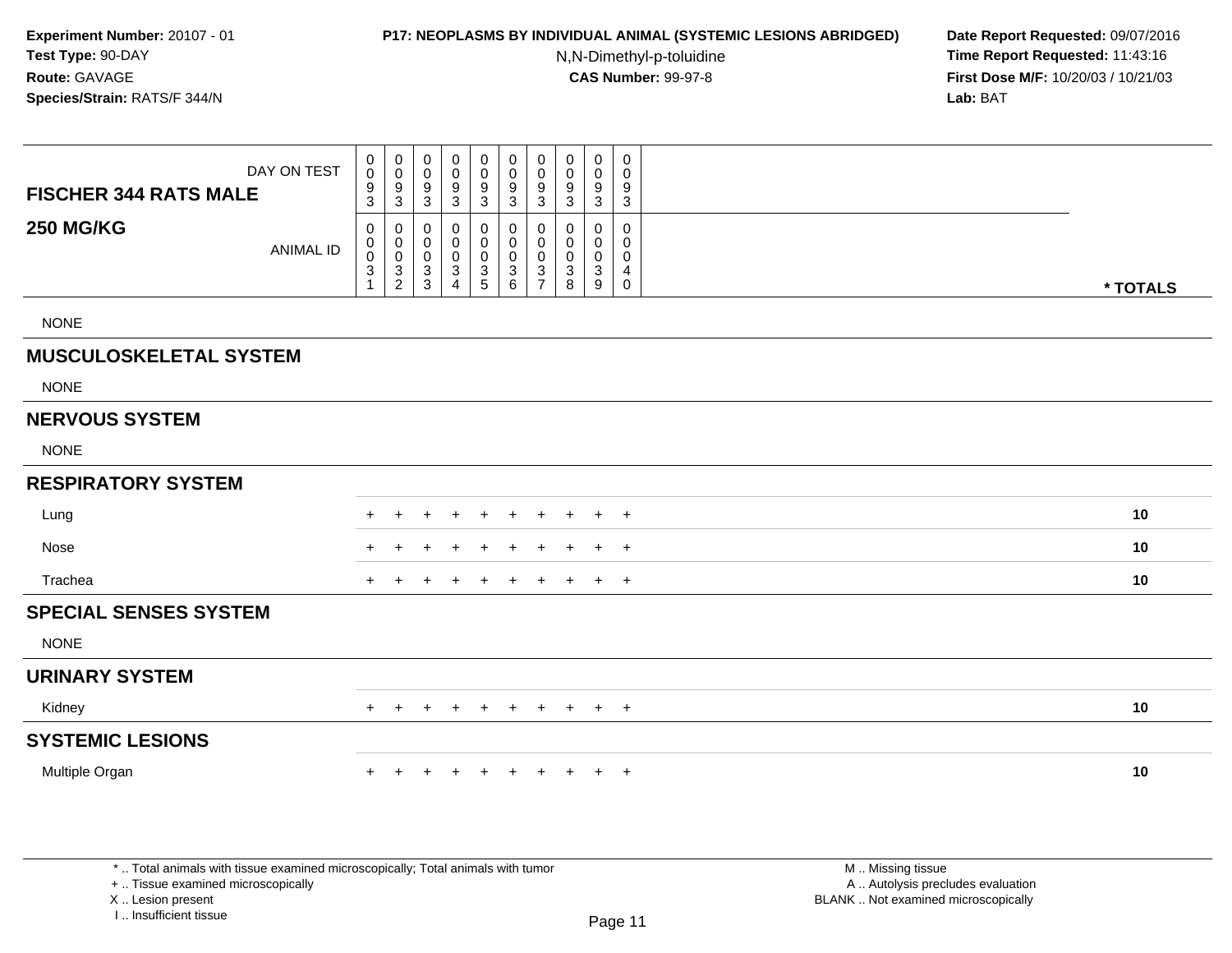**Experiment Number:** 20107 - 01
**Test Type:** 90-DAY
**Route:** GAVAGE
**Species/Strain:** RATS/F 344/N

**P17: NEOPLASMS BY INDIVIDUAL ANIMAL (SYSTEMIC LESIONS ABRIDGED)**
N,N-Dimethyl-p-toluidine
**CAS Number:** 99-97-8

**Date Report Requested:** 09/07/2016
**Time Report Requested:** 11:43:16
**First Dose M/F:** 10/20/03 / 10/21/03
**Lab:** BAT

| FISCHER 344 RATS MALE 250 MG/KG | | | | | | | | | | | |
|---|---|---|---|---|---|---|---|---|---|---|---|
| DAY ON TEST | 0093 | 0093 | 0093 | 0093 | 0093 | 0093 | 0093 | 0093 | 0093 | 0093 | |
| ANIMAL ID | 00031 | 00032 | 00033 | 00034 | 00035 | 00036 | 00037 | 00038 | 00039 | 00040 | * TOTALS |
| NONE | | | | | | | | | | | |
| **MUSCULOSKELETAL SYSTEM** | | | | | | | | | | | |
| NONE | | | | | | | | | | | |
| **NERVOUS SYSTEM** | | | | | | | | | | | |
| NONE | | | | | | | | | | | |
| **RESPIRATORY SYSTEM** | | | | | | | | | | | |
| Lung | + | + | + | + | + | + | + | + | + | + | 10 |
| Nose | + | + | + | + | + | + | + | + | + | + | 10 |
| Trachea | + | + | + | + | + | + | + | + | + | + | 10 |
| **SPECIAL SENSES SYSTEM** | | | | | | | | | | | |
| NONE | | | | | | | | | | | |
| **URINARY SYSTEM** | | | | | | | | | | | |
| Kidney | + | + | + | + | + | + | + | + | + | + | 10 |
| **SYSTEMIC LESIONS** | | | | | | | | | | | |
| Multiple Organ | + | + | + | + | + | + | + | + | + | + | 10 |

* .. Total animals with tissue examined microscopically; Total animals with tumor
+ .. Tissue examined microscopically
X .. Lesion present
I .. Insufficient tissue

M .. Missing tissue
A .. Autolysis precludes evaluation
BLANK .. Not examined microscopically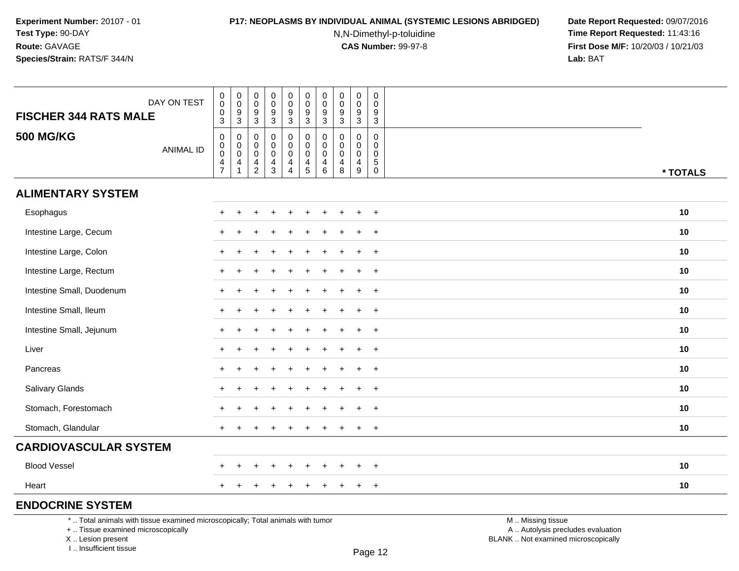**Experiment Number:** 20107 - 01
**Test Type:** 90-DAY
**Route:** GAVAGE
**Species/Strain:** RATS/F 344/N

**P17: NEOPLASMS BY INDIVIDUAL ANIMAL (SYSTEMIC LESIONS ABRIDGED)**
N,N-Dimethyl-p-toluidine
**CAS Number:** 99-97-8

**Date Report Requested:** 09/07/2016
**Time Report Requested:** 11:43:16
**First Dose M/F:** 10/20/03 / 10/21/03
**Lab:** BAT

| FISCHER 344 RATS MALE 500 MG/KG | | | | | | | | | | | |
|---|---|---|---|---|---|---|---|---|---|---|---|
| DAY ON TEST | 0003 | 0093 | 0093 | 0093 | 0093 | 0093 | 0093 | 0093 | 0093 | 0093 | |
| ANIMAL ID | 00047 | 00041 | 00042 | 00043 | 00044 | 00045 | 00046 | 00048 | 00049 | 00050 | * TOTALS |
| **ALIMENTARY SYSTEM** | | | | | | | | | | | |
| Esophagus | + | + | + | + | + | + | + | + | + | + | 10 |
| Intestine Large, Cecum | + | + | + | + | + | + | + | + | + | + | 10 |
| Intestine Large, Colon | + | + | + | + | + | + | + | + | + | + | 10 |
| Intestine Large, Rectum | + | + | + | + | + | + | + | + | + | + | 10 |
| Intestine Small, Duodenum | + | + | + | + | + | + | + | + | + | + | 10 |
| Intestine Small, Ileum | + | + | + | + | + | + | + | + | + | + | 10 |
| Intestine Small, Jejunum | + | + | + | + | + | + | + | + | + | + | 10 |
| Liver | + | + | + | + | + | + | + | + | + | + | 10 |
| Pancreas | + | + | + | + | + | + | + | + | + | + | 10 |
| Salivary Glands | + | + | + | + | + | + | + | + | + | + | 10 |
| Stomach, Forestomach | + | + | + | + | + | + | + | + | + | + | 10 |
| Stomach, Glandular | + | + | + | + | + | + | + | + | + | + | 10 |
| **CARDIOVASCULAR SYSTEM** | | | | | | | | | | | |
| Blood Vessel | + | + | + | + | + | + | + | + | + | + | 10 |
| Heart | + | + | + | + | + | + | + | + | + | + | 10 |
| **ENDOCRINE SYSTEM** | | | | | | | | | | | |

* .. Total animals with tissue examined microscopically; Total animals with tumor
+ .. Tissue examined microscopically
X .. Lesion present
I .. Insufficient tissue

M .. Missing tissue
A .. Autolysis precludes evaluation
BLANK .. Not examined microscopically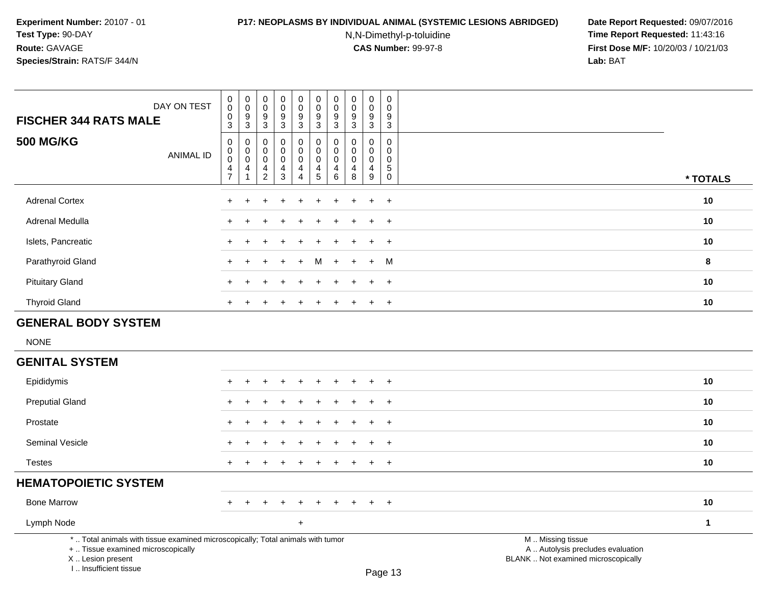**Experiment Number:** 20107 - 01
**Test Type:** 90-DAY
**Route:** GAVAGE
**Species/Strain:** RATS/F 344/N

**P17: NEOPLASMS BY INDIVIDUAL ANIMAL (SYSTEMIC LESIONS ABRIDGED)**
N,N-Dimethyl-p-toluidine
**CAS Number:** 99-97-8

**Date Report Requested:** 09/07/2016
**Time Report Requested:** 11:43:16
**First Dose M/F:** 10/20/03 / 10/21/03
**Lab:** BAT

| FISCHER 344 RATS MALE / 500 MG/KG | | | | | | | | | | | |
|---|---|---|---|---|---|---|---|---|---|---|---|
| DAY ON TEST | 0003 | 0093 | 0093 | 0093 | 0093 | 0093 | 0093 | 0093 | 0093 | 0093 | |
| ANIMAL ID | 00047 | 00041 | 00042 | 00043 | 00044 | 00045 | 00046 | 00048 | 00049 | 00050 | * TOTALS |
| Adrenal Cortex | + | + | + | + | + | + | + | + | + | + | 10 |
| Adrenal Medulla | + | + | + | + | + | + | + | + | + | + | 10 |
| Islets, Pancreatic | + | + | + | + | + | + | + | + | + | + | 10 |
| Parathyroid Gland | + | + | + | + | + | M | + | + | + | M | 8 |
| Pituitary Gland | + | + | + | + | + | + | + | + | + | + | 10 |
| Thyroid Gland | + | + | + | + | + | + | + | + | + | + | 10 |
| **GENERAL BODY SYSTEM** | | | | | | | | | | | |
| NONE | | | | | | | | | | | |
| **GENITAL SYSTEM** | | | | | | | | | | | |
| Epididymis | + | + | + | + | + | + | + | + | + | + | 10 |
| Preputial Gland | + | + | + | + | + | + | + | + | + | + | 10 |
| Prostate | + | + | + | + | + | + | + | + | + | + | 10 |
| Seminal Vesicle | + | + | + | + | + | + | + | + | + | + | 10 |
| Testes | + | + | + | + | + | + | + | + | + | + | 10 |
| **HEMATOPOIETIC SYSTEM** | | | | | | | | | | | |
| Bone Marrow | + | + | + | + | + | + | + | + | + | + | 10 |
| Lymph Node | | | | | + | | | | | | 1 |

* .. Total animals with tissue examined microscopically; Total animals with tumor
+ .. Tissue examined microscopically
X .. Lesion present
I .. Insufficient tissue

M .. Missing tissue
A .. Autolysis precludes evaluation
BLANK .. Not examined microscopically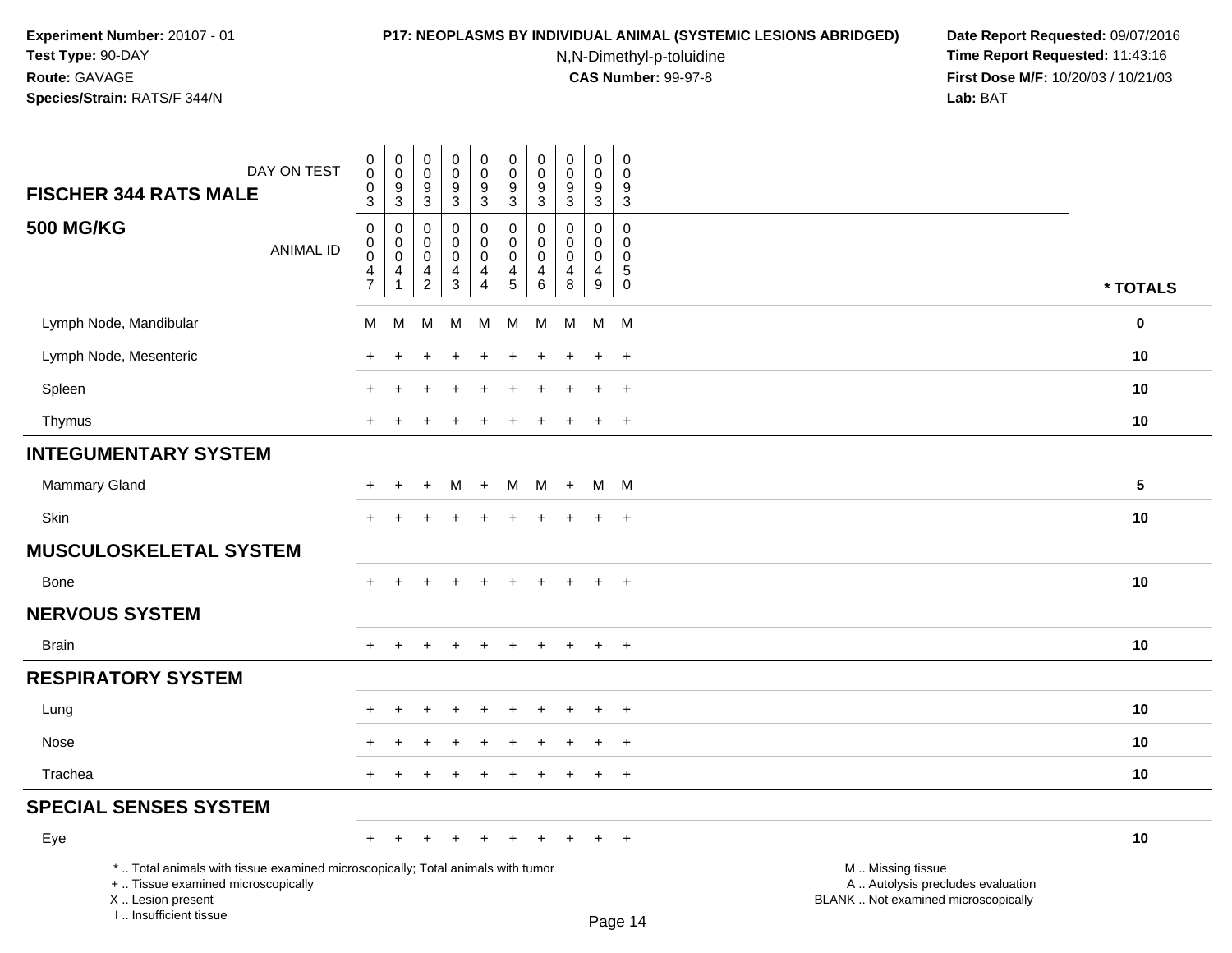**Experiment Number:** 20107 - 01
**Test Type:** 90-DAY
**Route:** GAVAGE
**Species/Strain:** RATS/F 344/N

**P17: NEOPLASMS BY INDIVIDUAL ANIMAL (SYSTEMIC LESIONS ABRIDGED)**
N,N-Dimethyl-p-toluidine
**CAS Number:** 99-97-8

**Date Report Requested:** 09/07/2016
**Time Report Requested:** 11:43:16
**First Dose M/F:** 10/20/03 / 10/21/03
**Lab:** BAT

| FISCHER 344 RATS MALE<br>500 MG/KG | DAY ON TEST | 0003 | 0093 | 0093 | 0093 | 0093 | 0093 | 0093 | 0093 | 0093 | 0093 | |
|---|---|---|---|---|---|---|---|---|---|---|---|---|
| | ANIMAL ID | 00047 | 00041 | 00042 | 00043 | 00044 | 00045 | 00046 | 00048 | 00049 | 00050 | * TOTALS |
| Lymph Node, Mandibular | | M | M | M | M | M | M | M | M | M | M | 0 |
| Lymph Node, Mesenteric | | + | + | + | + | + | + | + | + | + | + | 10 |
| Spleen | | + | + | + | + | + | + | + | + | + | + | 10 |
| Thymus | | + | + | + | + | + | + | + | + | + | + | 10 |
| **INTEGUMENTARY SYSTEM** | | | | | | | | | | | | |
| Mammary Gland | | + | + | + | M | + | M | M | + | M | M | 5 |
| Skin | | + | + | + | + | + | + | + | + | + | + | 10 |
| **MUSCULOSKELETAL SYSTEM** | | | | | | | | | | | | |
| Bone | | + | + | + | + | + | + | + | + | + | + | 10 |
| **NERVOUS SYSTEM** | | | | | | | | | | | | |
| Brain | | + | + | + | + | + | + | + | + | + | + | 10 |
| **RESPIRATORY SYSTEM** | | | | | | | | | | | | |
| Lung | | + | + | + | + | + | + | + | + | + | + | 10 |
| Nose | | + | + | + | + | + | + | + | + | + | + | 10 |
| Trachea | | + | + | + | + | + | + | + | + | + | + | 10 |
| **SPECIAL SENSES SYSTEM** | | | | | | | | | | | | |
| Eye | | + | + | + | + | + | + | + | + | + | + | 10 |

* .. Total animals with tissue examined microscopically; Total animals with tumor
+ .. Tissue examined microscopically
X .. Lesion present
I .. Insufficient tissue

M .. Missing tissue
A .. Autolysis precludes evaluation
BLANK .. Not examined microscopically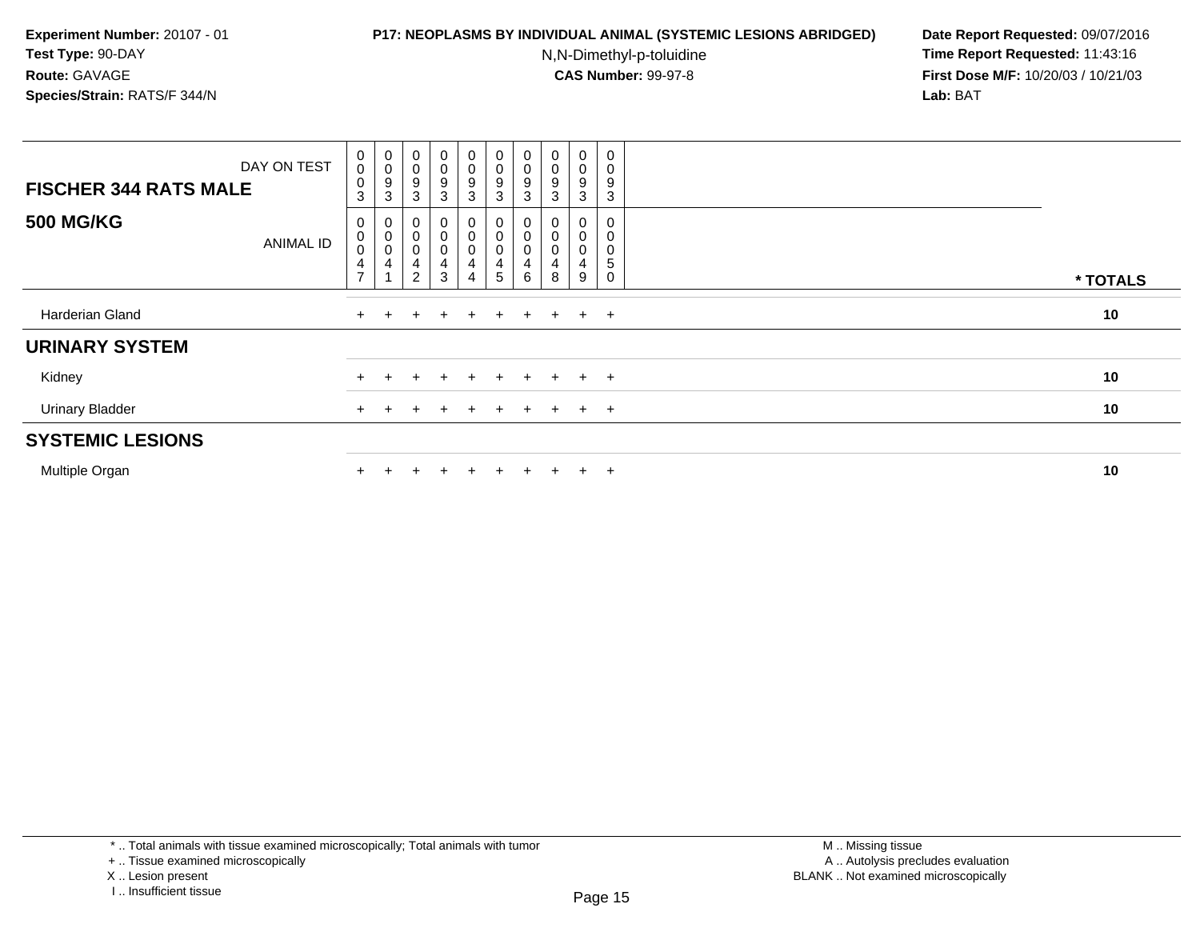**Experiment Number:** 20107 - 01
**Test Type:** 90-DAY
**Route:** GAVAGE
**Species/Strain:** RATS/F 344/N

**P17: NEOPLASMS BY INDIVIDUAL ANIMAL (SYSTEMIC LESIONS ABRIDGED)**
N,N-Dimethyl-p-toluidine
**CAS Number:** 99-97-8

**Date Report Requested:** 09/07/2016
**Time Report Requested:** 11:43:16
**First Dose M/F:** 10/20/03 / 10/21/03
**Lab:** BAT

| **FISCHER 344 RATS MALE** DAY ON TEST | 0003 | 0093 | 0093 | 0093 | 0093 | 0093 | 0093 | 0093 | 0093 | 0093 | |
|---|---|---|---|---|---|---|---|---|---|---|---|
| **500 MG/KG** ANIMAL ID | 00047 | 00041 | 00042 | 00043 | 00044 | 00045 | 00046 | 00048 | 00049 | 00050 | * TOTALS |
| Harderian Gland | + | + | + | + | + | + | + | + | + | + | 10 |
| **URINARY SYSTEM** | | | | | | | | | | | |
| Kidney | + | + | + | + | + | + | + | + | + | + | 10 |
| Urinary Bladder | + | + | + | + | + | + | + | + | + | + | 10 |
| **SYSTEMIC LESIONS** | | | | | | | | | | | |
| Multiple Organ | + | + | + | + | + | + | + | + | + | + | 10 |

* .. Total animals with tissue examined microscopically; Total animals with tumor
+ .. Tissue examined microscopically
X .. Lesion present
I .. Insufficient tissue

M .. Missing tissue
A .. Autolysis precludes evaluation
BLANK .. Not examined microscopically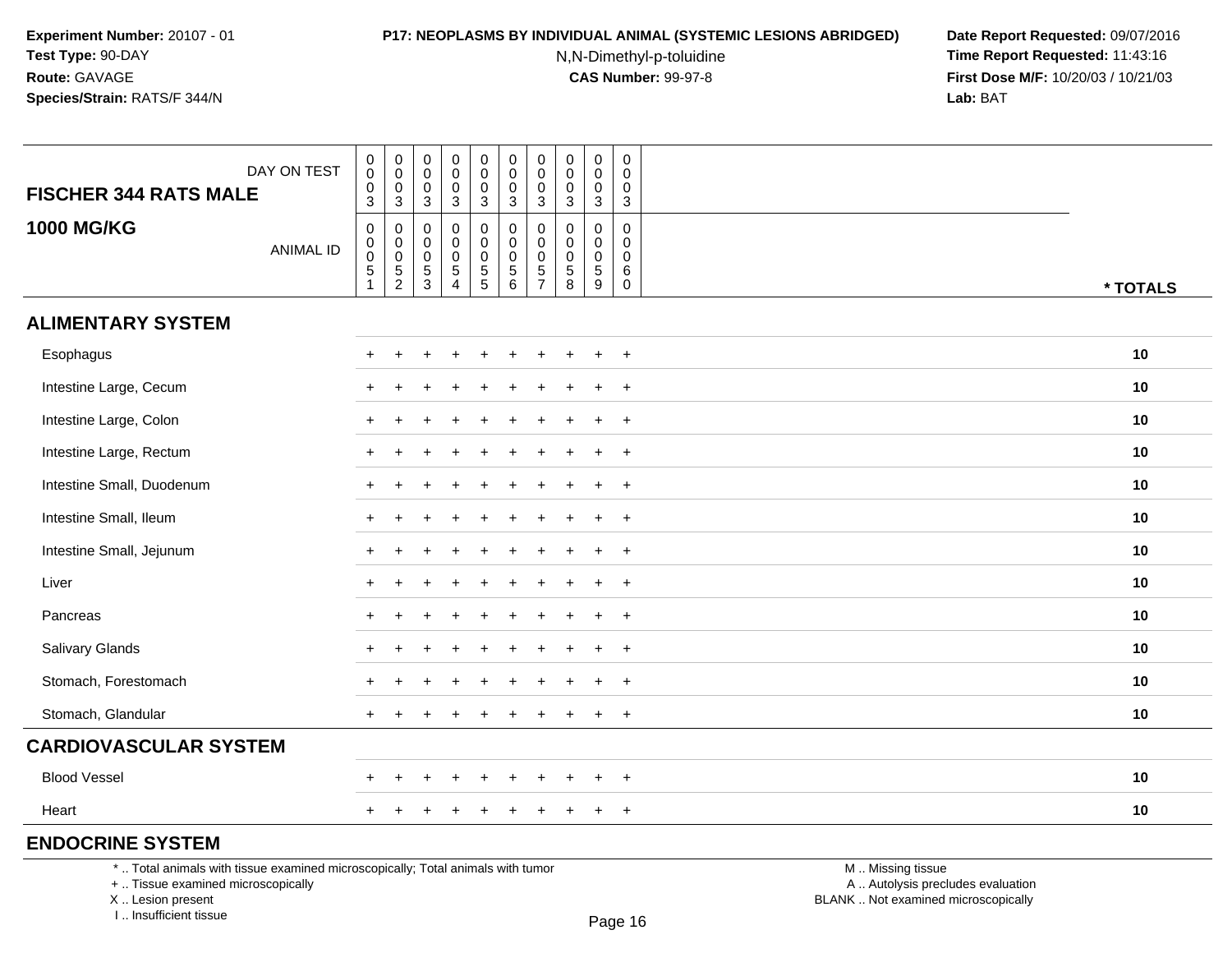**Experiment Number:** 20107 - 01
**Test Type:** 90-DAY
**Route:** GAVAGE
**Species/Strain:** RATS/F 344/N

**P17: NEOPLASMS BY INDIVIDUAL ANIMAL (SYSTEMIC LESIONS ABRIDGED)**
N,N-Dimethyl-p-toluidine
**CAS Number:** 99-97-8

**Date Report Requested:** 09/07/2016
**Time Report Requested:** 11:43:16
**First Dose M/F:** 10/20/03 / 10/21/03
**Lab:** BAT

| FISCHER 344 RATS MALE — DAY ON TEST | 0003 | 0003 | 0003 | 0003 | 0003 | 0003 | 0003 | 0003 | 0003 | 0003 | |
|---|---|---|---|---|---|---|---|---|---|---|---|
| **1000 MG/KG** — ANIMAL ID | 00051 | 00052 | 00053 | 00054 | 00055 | 00056 | 00057 | 00058 | 00059 | 00060 | *** TOTALS** |
| **ALIMENTARY SYSTEM** | | | | | | | | | | | |
| Esophagus | + | + | + | + | + | + | + | + | + | + | **10** |
| Intestine Large, Cecum | + | + | + | + | + | + | + | + | + | + | **10** |
| Intestine Large, Colon | + | + | + | + | + | + | + | + | + | + | **10** |
| Intestine Large, Rectum | + | + | + | + | + | + | + | + | + | + | **10** |
| Intestine Small, Duodenum | + | + | + | + | + | + | + | + | + | + | **10** |
| Intestine Small, Ileum | + | + | + | + | + | + | + | + | + | + | **10** |
| Intestine Small, Jejunum | + | + | + | + | + | + | + | + | + | + | **10** |
| Liver | + | + | + | + | + | + | + | + | + | + | **10** |
| Pancreas | + | + | + | + | + | + | + | + | + | + | **10** |
| Salivary Glands | + | + | + | + | + | + | + | + | + | + | **10** |
| Stomach, Forestomach | + | + | + | + | + | + | + | + | + | + | **10** |
| Stomach, Glandular | + | + | + | + | + | + | + | + | + | + | **10** |
| **CARDIOVASCULAR SYSTEM** | | | | | | | | | | | |
| Blood Vessel | + | + | + | + | + | + | + | + | + | + | **10** |
| Heart | + | + | + | + | + | + | + | + | + | + | **10** |
| **ENDOCRINE SYSTEM** | | | | | | | | | | | |

\* .. Total animals with tissue examined microscopically; Total animals with tumor
\+ .. Tissue examined microscopically
X .. Lesion present
I .. Insufficient tissue

M .. Missing tissue
A .. Autolysis precludes evaluation
BLANK .. Not examined microscopically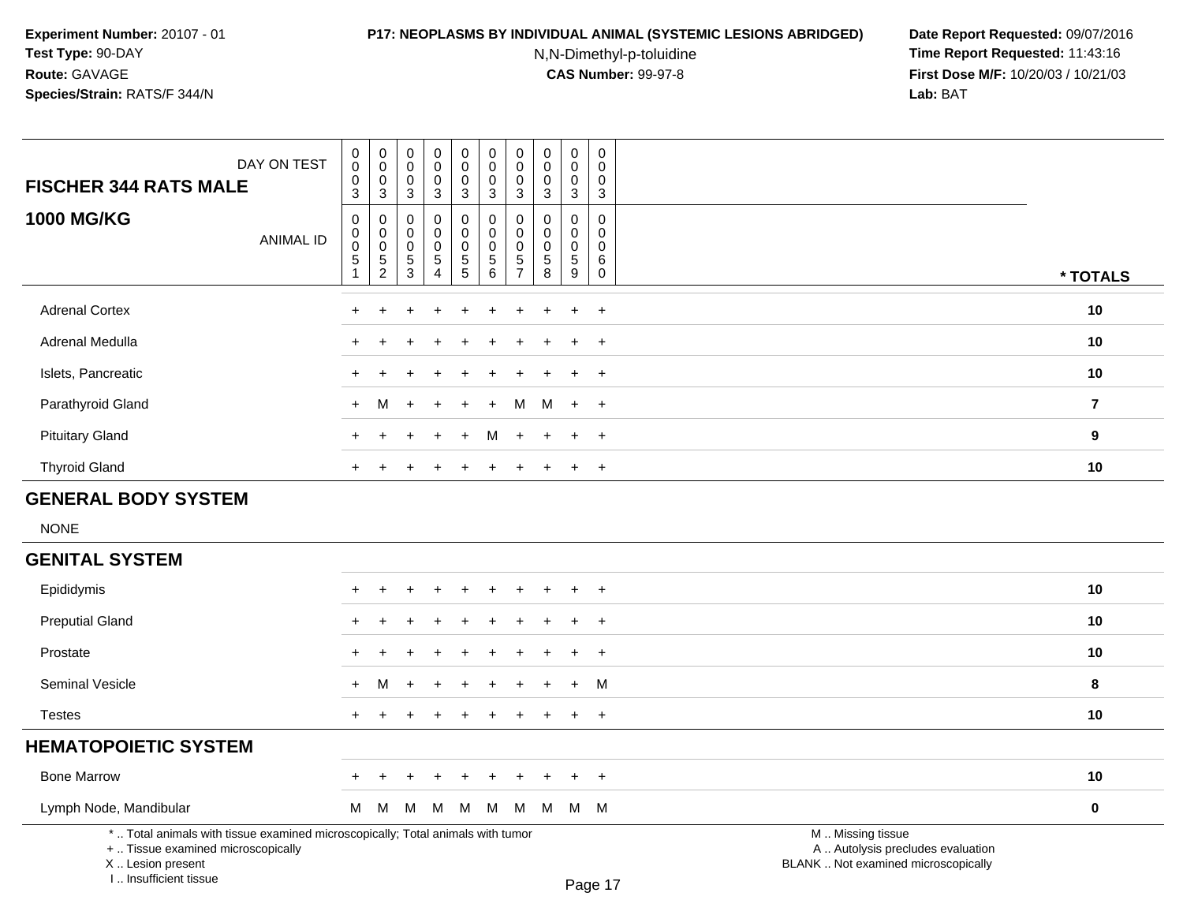**Experiment Number:** 20107 - 01
**Test Type:** 90-DAY
**Route:** GAVAGE
**Species/Strain:** RATS/F 344/N

**P17: NEOPLASMS BY INDIVIDUAL ANIMAL (SYSTEMIC LESIONS ABRIDGED)**
N,N-Dimethyl-p-toluidine
**CAS Number:** 99-97-8

**Date Report Requested:** 09/07/2016
**Time Report Requested:** 11:43:16
**First Dose M/F:** 10/20/03 / 10/21/03
**Lab:** BAT

| FISCHER 344 RATS MALE 1000 MG/KG | | | | | | | | | | | |
|---|---|---|---|---|---|---|---|---|---|---|---|
| DAY ON TEST | 0003 | 0003 | 0003 | 0003 | 0003 | 0003 | 0003 | 0003 | 0003 | 0003 | |
| ANIMAL ID | 00051 | 00052 | 00053 | 00054 | 00055 | 00056 | 00057 | 00058 | 00059 | 00060 | * TOTALS |
| Adrenal Cortex | + | + | + | + | + | + | + | + | + | + | 10 |
| Adrenal Medulla | + | + | + | + | + | + | + | + | + | + | 10 |
| Islets, Pancreatic | + | + | + | + | + | + | + | + | + | + | 10 |
| Parathyroid Gland | + | M | + | + | + | + | M | M | + | + | 7 |
| Pituitary Gland | + | + | + | + | + | M | + | + | + | + | 9 |
| Thyroid Gland | + | + | + | + | + | + | + | + | + | + | 10 |
| **GENERAL BODY SYSTEM** | | | | | | | | | | | |
| NONE | | | | | | | | | | | |
| **GENITAL SYSTEM** | | | | | | | | | | | |
| Epididymis | + | + | + | + | + | + | + | + | + | + | 10 |
| Preputial Gland | + | + | + | + | + | + | + | + | + | + | 10 |
| Prostate | + | + | + | + | + | + | + | + | + | + | 10 |
| Seminal Vesicle | + | M | + | + | + | + | + | + | + | M | 8 |
| Testes | + | + | + | + | + | + | + | + | + | + | 10 |
| **HEMATOPOIETIC SYSTEM** | | | | | | | | | | | |
| Bone Marrow | + | + | + | + | + | + | + | + | + | + | 10 |
| Lymph Node, Mandibular | M | M | M | M | M | M | M | M | M | M | 0 |

* .. Total animals with tissue examined microscopically; Total animals with tumor
+ .. Tissue examined microscopically
X .. Lesion present
I .. Insufficient tissue

M .. Missing tissue
A .. Autolysis precludes evaluation
BLANK .. Not examined microscopically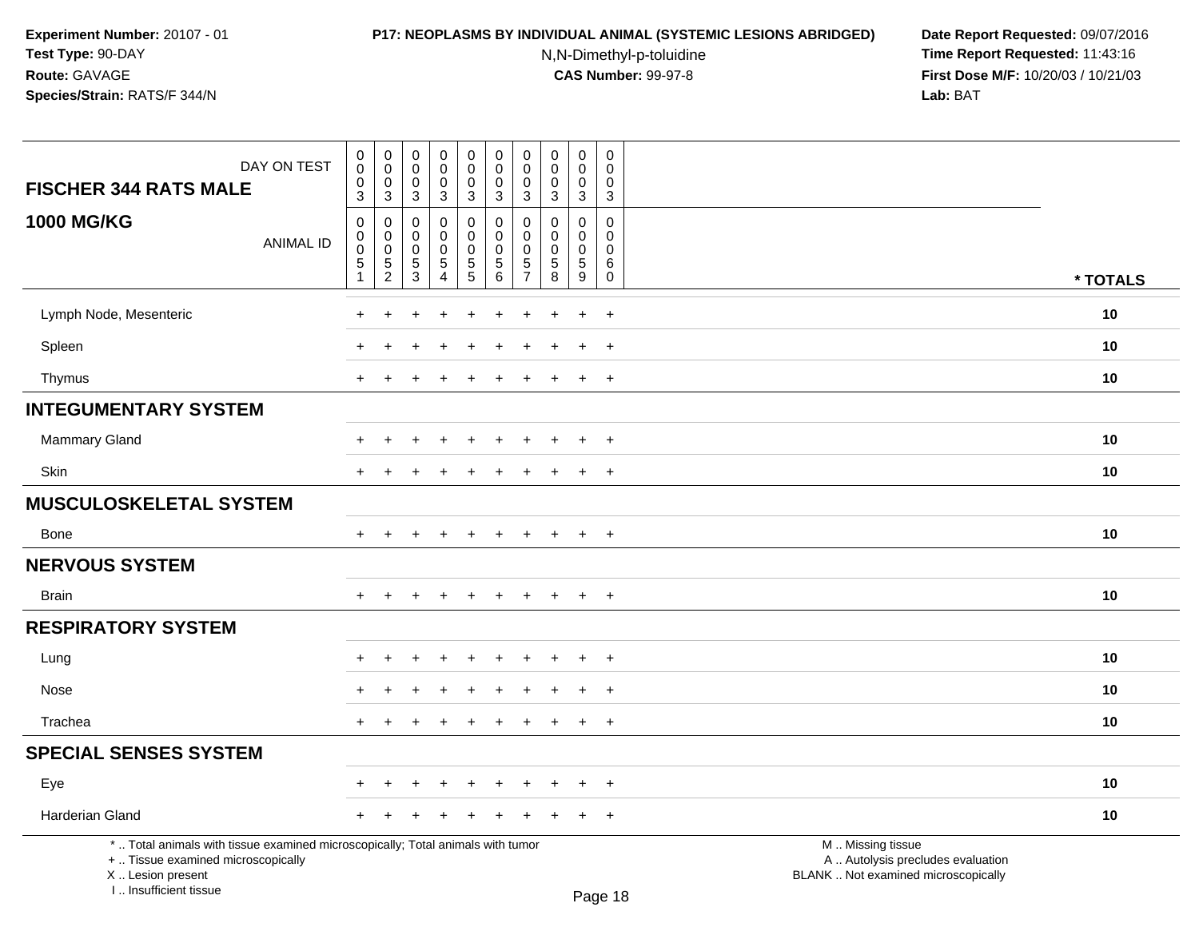**Experiment Number:** 20107 - 01
**Test Type:** 90-DAY
**Route:** GAVAGE
**Species/Strain:** RATS/F 344/N

**P17: NEOPLASMS BY INDIVIDUAL ANIMAL (SYSTEMIC LESIONS ABRIDGED)**
N,N-Dimethyl-p-toluidine
**CAS Number:** 99-97-8

**Date Report Requested:** 09/07/2016
**Time Report Requested:** 11:43:16
**First Dose M/F:** 10/20/03 / 10/21/03
**Lab:** BAT

| FISCHER 344 RATS MALE — 1000 MG/KG | | | | | | | | | | | |
|---|---|---|---|---|---|---|---|---|---|---|---|
| DAY ON TEST | 0003 | 0003 | 0003 | 0003 | 0003 | 0003 | 0003 | 0003 | 0003 | 0003 | |
| ANIMAL ID | 00051 | 00052 | 00053 | 00054 | 00055 | 00056 | 00057 | 00058 | 00059 | 00060 | * TOTALS |
| Lymph Node, Mesenteric | + | + | + | + | + | + | + | + | + | + | 10 |
| Spleen | + | + | + | + | + | + | + | + | + | + | 10 |
| Thymus | + | + | + | + | + | + | + | + | + | + | 10 |
| **INTEGUMENTARY SYSTEM** | | | | | | | | | | | |
| Mammary Gland | + | + | + | + | + | + | + | + | + | + | 10 |
| Skin | + | + | + | + | + | + | + | + | + | + | 10 |
| **MUSCULOSKELETAL SYSTEM** | | | | | | | | | | | |
| Bone | + | + | + | + | + | + | + | + | + | + | 10 |
| **NERVOUS SYSTEM** | | | | | | | | | | | |
| Brain | + | + | + | + | + | + | + | + | + | + | 10 |
| **RESPIRATORY SYSTEM** | | | | | | | | | | | |
| Lung | + | + | + | + | + | + | + | + | + | + | 10 |
| Nose | + | + | + | + | + | + | + | + | + | + | 10 |
| Trachea | + | + | + | + | + | + | + | + | + | + | 10 |
| **SPECIAL SENSES SYSTEM** | | | | | | | | | | | |
| Eye | + | + | + | + | + | + | + | + | + | + | 10 |
| Harderian Gland | + | + | + | + | + | + | + | + | + | + | 10 |

* .. Total animals with tissue examined microscopically; Total animals with tumor
+ .. Tissue examined microscopically
X .. Lesion present
I .. Insufficient tissue

M .. Missing tissue
A .. Autolysis precludes evaluation
BLANK .. Not examined microscopically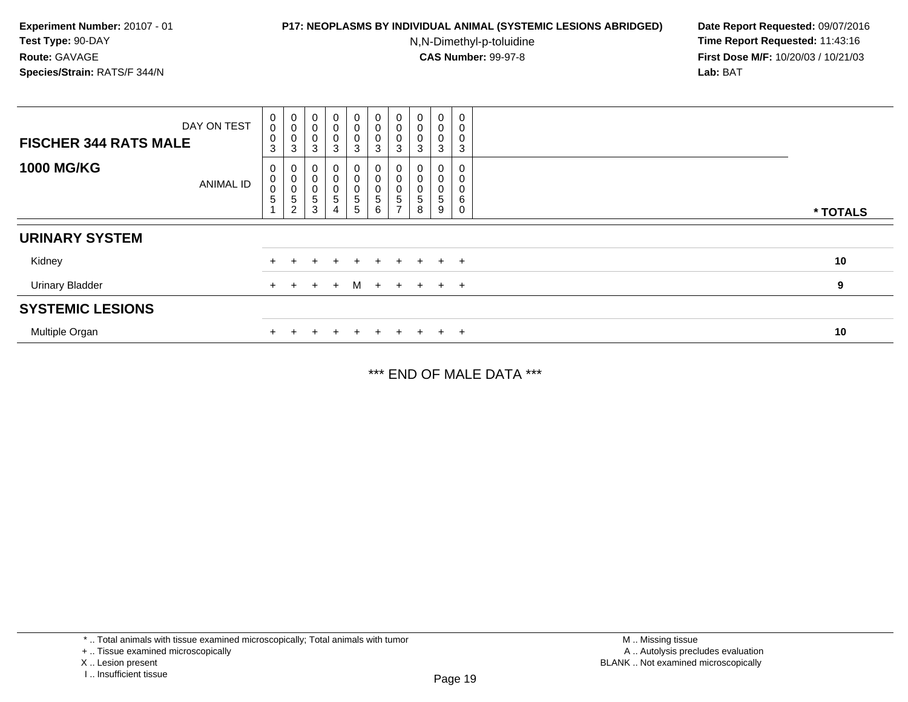**Experiment Number:** 20107 - 01
**Test Type:** 90-DAY
**Route:** GAVAGE
**Species/Strain:** RATS/F 344/N

**P17: NEOPLASMS BY INDIVIDUAL ANIMAL (SYSTEMIC LESIONS ABRIDGED)**
N,N-Dimethyl-p-toluidine
**CAS Number:** 99-97-8

**Date Report Requested:** 09/07/2016
**Time Report Requested:** 11:43:16
**First Dose M/F:** 10/20/03 / 10/21/03
**Lab:** BAT

| **FISCHER 344 RATS MALE** DAY ON TEST | 0003 | 0003 | 0003 | 0003 | 0003 | 0003 | 0003 | 0003 | 0003 | 0003 | |
|---|---|---|---|---|---|---|---|---|---|---|---|
| **1000 MG/KG** ANIMAL ID | 00051 | 00052 | 00053 | 00054 | 00055 | 00056 | 00057 | 00058 | 00059 | 00060 | *** TOTALS** |
| **URINARY SYSTEM** | | | | | | | | | | | |
| Kidney | + | + | + | + | + | + | + | + | + | + | **10** |
| Urinary Bladder | + | + | + | + | M | + | + | + | + | + | **9** |
| **SYSTEMIC LESIONS** | | | | | | | | | | | |
| Multiple Organ | + | + | + | + | + | + | + | + | + | + | **10** |

*** END OF MALE DATA ***

* .. Total animals with tissue examined microscopically; Total animals with tumor
+ .. Tissue examined microscopically
X .. Lesion present
I .. Insufficient tissue

M .. Missing tissue
A .. Autolysis precludes evaluation
BLANK .. Not examined microscopically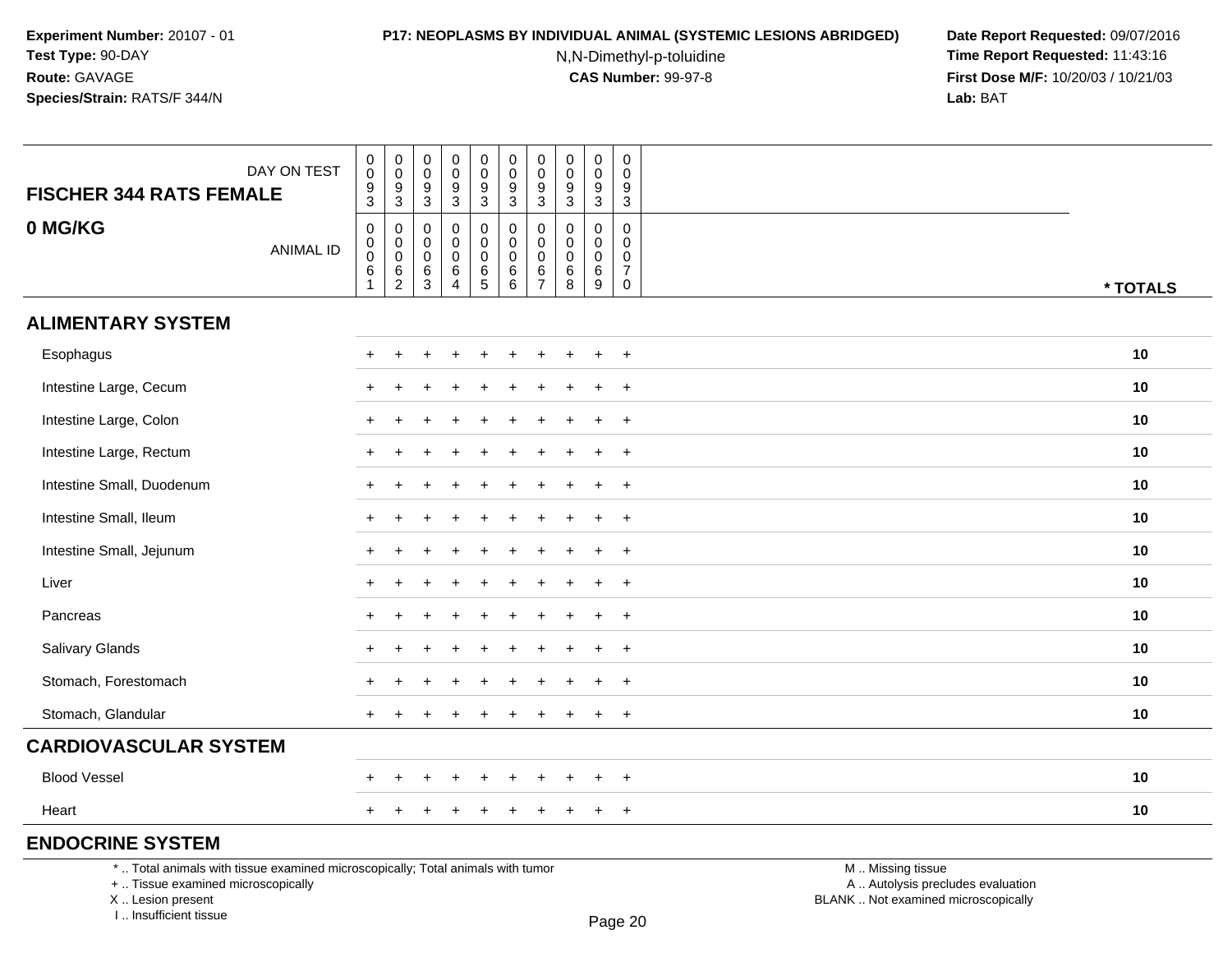**Experiment Number:** 20107 - 01
**Test Type:** 90-DAY
**Route:** GAVAGE
**Species/Strain:** RATS/F 344/N

**P17: NEOPLASMS BY INDIVIDUAL ANIMAL (SYSTEMIC LESIONS ABRIDGED)**
N,N-Dimethyl-p-toluidine
**CAS Number:** 99-97-8

**Date Report Requested:** 09/07/2016
**Time Report Requested:** 11:43:16
**First Dose M/F:** 10/20/03 / 10/21/03
**Lab:** BAT

| FISCHER 344 RATS FEMALE — DAY ON TEST | 0093 | 0093 | 0093 | 0093 | 0093 | 0093 | 0093 | 0093 | 0093 | 0093 | |
|---|---|---|---|---|---|---|---|---|---|---|---|
| **0 MG/KG** — ANIMAL ID | 00061 | 00062 | 00063 | 00064 | 00065 | 00066 | 00067 | 00068 | 00069 | 00070 | **\* TOTALS** |
| **ALIMENTARY SYSTEM** | | | | | | | | | | | |
| Esophagus | + | + | + | + | + | + | + | + | + | + | **10** |
| Intestine Large, Cecum | + | + | + | + | + | + | + | + | + | + | **10** |
| Intestine Large, Colon | + | + | + | + | + | + | + | + | + | + | **10** |
| Intestine Large, Rectum | + | + | + | + | + | + | + | + | + | + | **10** |
| Intestine Small, Duodenum | + | + | + | + | + | + | + | + | + | + | **10** |
| Intestine Small, Ileum | + | + | + | + | + | + | + | + | + | + | **10** |
| Intestine Small, Jejunum | + | + | + | + | + | + | + | + | + | + | **10** |
| Liver | + | + | + | + | + | + | + | + | + | + | **10** |
| Pancreas | + | + | + | + | + | + | + | + | + | + | **10** |
| Salivary Glands | + | + | + | + | + | + | + | + | + | + | **10** |
| Stomach, Forestomach | + | + | + | + | + | + | + | + | + | + | **10** |
| Stomach, Glandular | + | + | + | + | + | + | + | + | + | + | **10** |
| **CARDIOVASCULAR SYSTEM** | | | | | | | | | | | |
| Blood Vessel | + | + | + | + | + | + | + | + | + | + | **10** |
| Heart | + | + | + | + | + | + | + | + | + | + | **10** |
| **ENDOCRINE SYSTEM** | | | | | | | | | | | |

\* .. Total animals with tissue examined microscopically; Total animals with tumor
\+ .. Tissue examined microscopically
X .. Lesion present
I .. Insufficient tissue

M .. Missing tissue
A .. Autolysis precludes evaluation
BLANK .. Not examined microscopically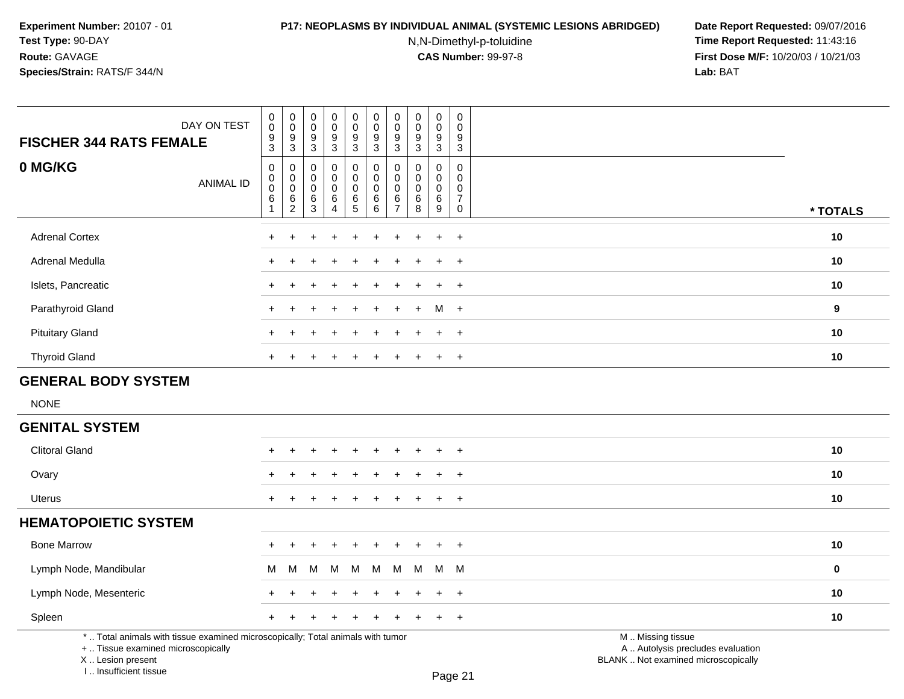**Experiment Number:** 20107 - 01
**Test Type:** 90-DAY
**Route:** GAVAGE
**Species/Strain:** RATS/F 344/N

**P17: NEOPLASMS BY INDIVIDUAL ANIMAL (SYSTEMIC LESIONS ABRIDGED)**
N,N-Dimethyl-p-toluidine
**CAS Number:** 99-97-8

**Date Report Requested:** 09/07/2016
**Time Report Requested:** 11:43:16
**First Dose M/F:** 10/20/03 / 10/21/03
**Lab:** BAT

| FISCHER 344 RATS FEMALE<br>0 MG/KG | | | | | | | | | | | |
|---|---|---|---|---|---|---|---|---|---|---|---|
| DAY ON TEST | 0093 | 0093 | 0093 | 0093 | 0093 | 0093 | 0093 | 0093 | 0093 | 0093 | |
| ANIMAL ID | 00061 | 00062 | 00063 | 00064 | 00065 | 00066 | 00067 | 00068 | 00069 | 00070 | * TOTALS |
| Adrenal Cortex | + | + | + | + | + | + | + | + | + | + | 10 |
| Adrenal Medulla | + | + | + | + | + | + | + | + | + | + | 10 |
| Islets, Pancreatic | + | + | + | + | + | + | + | + | + | + | 10 |
| Parathyroid Gland | + | + | + | + | + | + | + | + | M | + | 9 |
| Pituitary Gland | + | + | + | + | + | + | + | + | + | + | 10 |
| Thyroid Gland | + | + | + | + | + | + | + | + | + | + | 10 |
| **GENERAL BODY SYSTEM** | | | | | | | | | | | |
| NONE | | | | | | | | | | | |
| **GENITAL SYSTEM** | | | | | | | | | | | |
| Clitoral Gland | + | + | + | + | + | + | + | + | + | + | 10 |
| Ovary | + | + | + | + | + | + | + | + | + | + | 10 |
| Uterus | + | + | + | + | + | + | + | + | + | + | 10 |
| **HEMATOPOIETIC SYSTEM** | | | | | | | | | | | |
| Bone Marrow | + | + | + | + | + | + | + | + | + | + | 10 |
| Lymph Node, Mandibular | M | M | M | M | M | M | M | M | M | M | 0 |
| Lymph Node, Mesenteric | + | + | + | + | + | + | + | + | + | + | 10 |
| Spleen | + | + | + | + | + | + | + | + | + | + | 10 |

* .. Total animals with tissue examined microscopically; Total animals with tumor
+ .. Tissue examined microscopically
X .. Lesion present
I .. Insufficient tissue

M .. Missing tissue
A .. Autolysis precludes evaluation
BLANK .. Not examined microscopically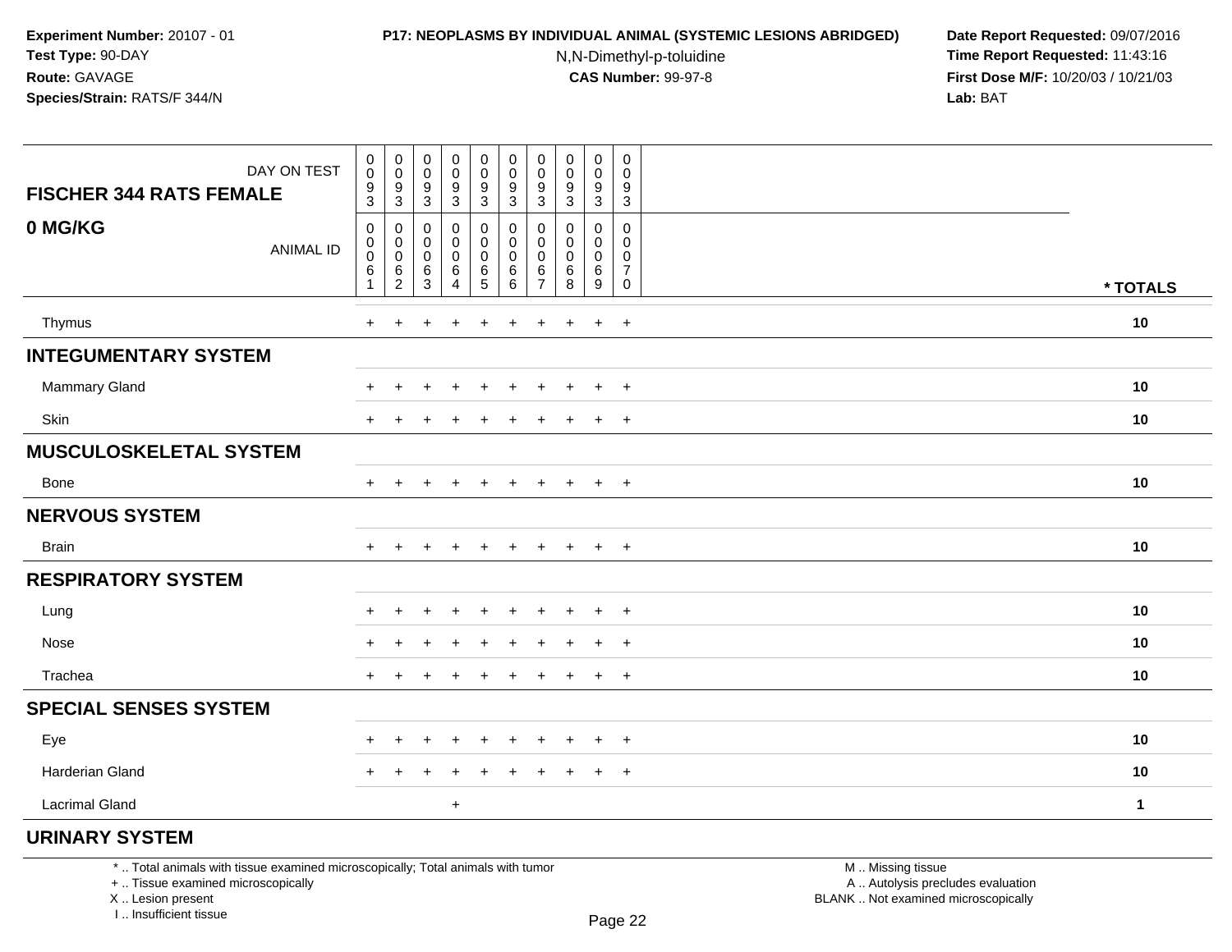**Experiment Number:** 20107 - 01
**Test Type:** 90-DAY
**Route:** GAVAGE
**Species/Strain:** RATS/F 344/N

**P17: NEOPLASMS BY INDIVIDUAL ANIMAL (SYSTEMIC LESIONS ABRIDGED)**
N,N-Dimethyl-p-toluidine
**CAS Number:** 99-97-8

**Date Report Requested:** 09/07/2016
**Time Report Requested:** 11:43:16
**First Dose M/F:** 10/20/03 / 10/21/03
**Lab:** BAT

| FISCHER 344 RATS FEMALE / 0 MG/KG | | | | | | | | | | | |
|---|---|---|---|---|---|---|---|---|---|---|---|
| DAY ON TEST | 0093 | 0093 | 0093 | 0093 | 0093 | 0093 | 0093 | 0093 | 0093 | 0093 | |
| ANIMAL ID | 00061 | 00062 | 00063 | 00064 | 00065 | 00066 | 00067 | 00068 | 00069 | 00070 | * TOTALS |
| Thymus | + | + | + | + | + | + | + | + | + | + | 10 |
| **INTEGUMENTARY SYSTEM** | | | | | | | | | | | |
| Mammary Gland | + | + | + | + | + | + | + | + | + | + | 10 |
| Skin | + | + | + | + | + | + | + | + | + | + | 10 |
| **MUSCULOSKELETAL SYSTEM** | | | | | | | | | | | |
| Bone | + | + | + | + | + | + | + | + | + | + | 10 |
| **NERVOUS SYSTEM** | | | | | | | | | | | |
| Brain | + | + | + | + | + | + | + | + | + | + | 10 |
| **RESPIRATORY SYSTEM** | | | | | | | | | | | |
| Lung | + | + | + | + | + | + | + | + | + | + | 10 |
| Nose | + | + | + | + | + | + | + | + | + | + | 10 |
| Trachea | + | + | + | + | + | + | + | + | + | + | 10 |
| **SPECIAL SENSES SYSTEM** | | | | | | | | | | | |
| Eye | + | + | + | + | + | + | + | + | + | + | 10 |
| Harderian Gland | + | + | + | + | + | + | + | + | + | + | 10 |
| Lacrimal Gland | | | | + | | | | | | | 1 |
| **URINARY SYSTEM** | | | | | | | | | | | |

\* .. Total animals with tissue examined microscopically; Total animals with tumor
\+ .. Tissue examined microscopically
X .. Lesion present
I .. Insufficient tissue

M .. Missing tissue
A .. Autolysis precludes evaluation
BLANK .. Not examined microscopically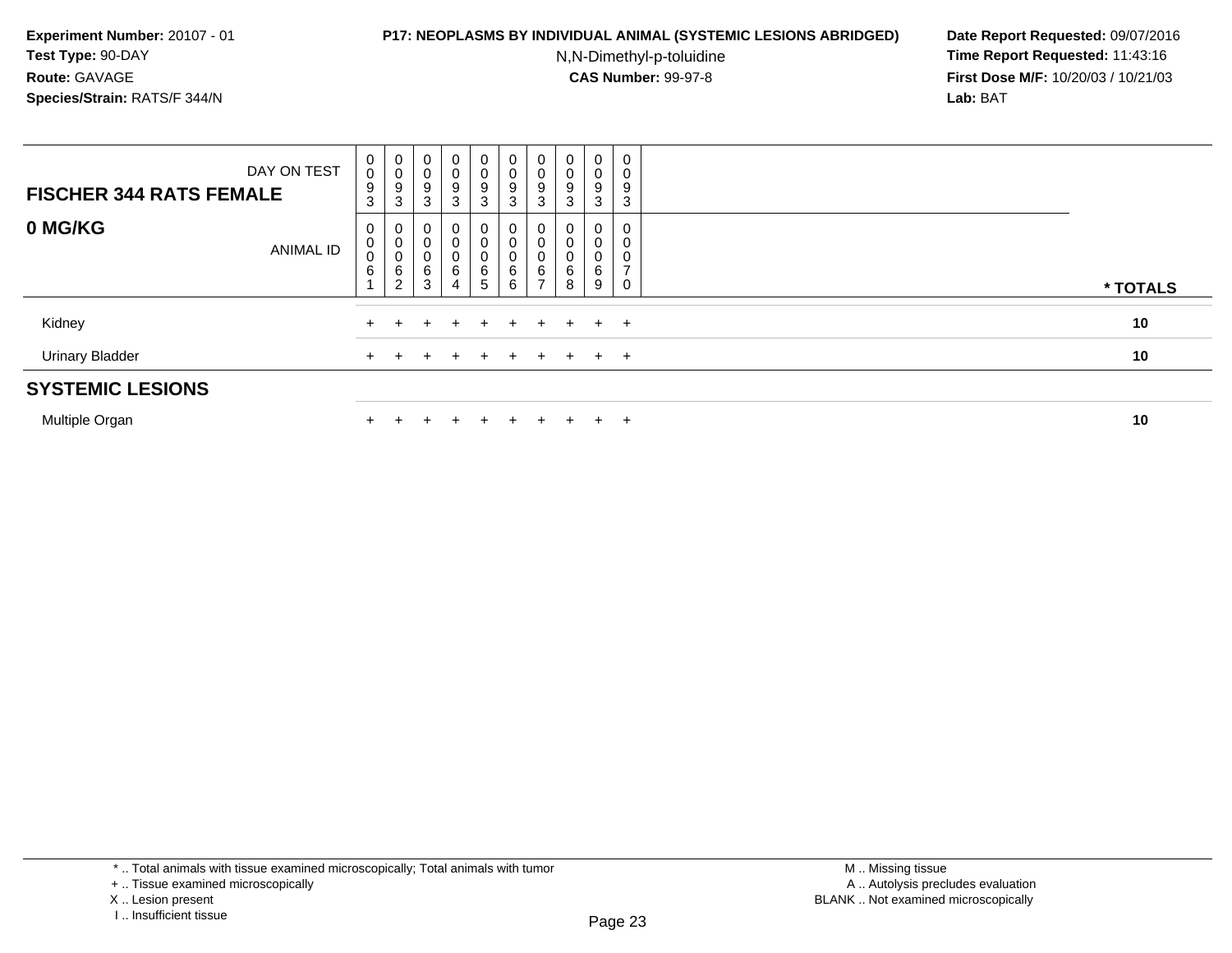**Experiment Number:** 20107 - 01
**Test Type:** 90-DAY
**Route:** GAVAGE
**Species/Strain:** RATS/F 344/N

**P17: NEOPLASMS BY INDIVIDUAL ANIMAL (SYSTEMIC LESIONS ABRIDGED)**
N,N-Dimethyl-p-toluidine
**CAS Number:** 99-97-8

**Date Report Requested:** 09/07/2016
**Time Report Requested:** 11:43:16
**First Dose M/F:** 10/20/03 / 10/21/03
**Lab:** BAT

| **FISCHER 344 RATS FEMALE** DAY ON TEST | 0093 | 0093 | 0093 | 0093 | 0093 | 0093 | 0093 | 0093 | 0093 | 0093 | |
|---|---|---|---|---|---|---|---|---|---|---|---|
| **0 MG/KG** ANIMAL ID | 00061 | 00062 | 00063 | 00064 | 00065 | 00066 | 00067 | 00068 | 00069 | 00070 | *** TOTALS** |
| Kidney | + | + | + | + | + | + | + | + | + | + | **10** |
| Urinary Bladder | + | + | + | + | + | + | + | + | + | + | **10** |
| **SYSTEMIC LESIONS** | | | | | | | | | | | |
| Multiple Organ | + | + | + | + | + | + | + | + | + | + | **10** |

* .. Total animals with tissue examined microscopically; Total animals with tumor
+ .. Tissue examined microscopically
X .. Lesion present
I .. Insufficient tissue

M .. Missing tissue
A .. Autolysis precludes evaluation
BLANK .. Not examined microscopically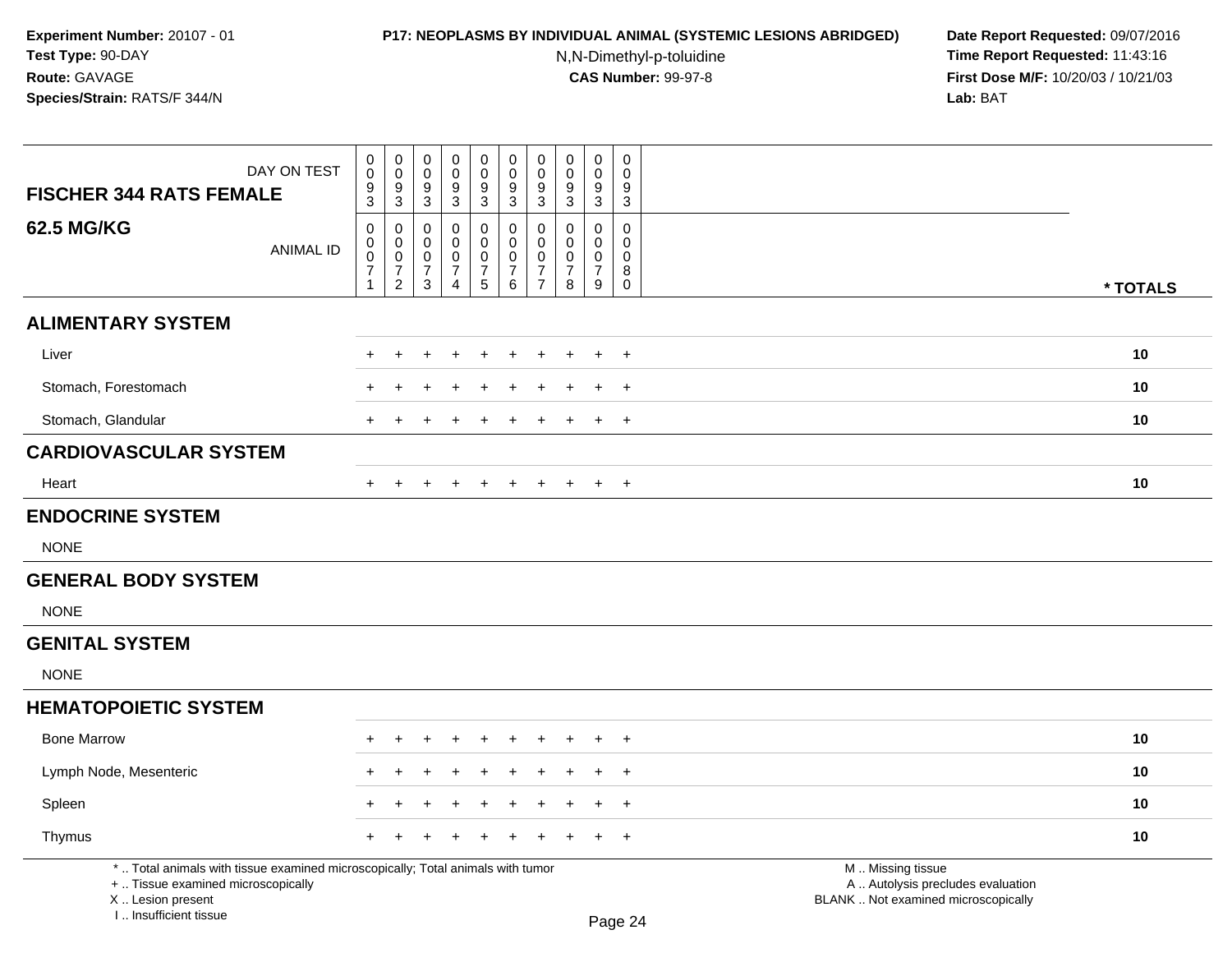**Experiment Number:** 20107 - 01
**Test Type:** 90-DAY
**Route:** GAVAGE
**Species/Strain:** RATS/F 344/N

**P17: NEOPLASMS BY INDIVIDUAL ANIMAL (SYSTEMIC LESIONS ABRIDGED)**
N,N-Dimethyl-p-toluidine
**CAS Number:** 99-97-8

**Date Report Requested:** 09/07/2016
**Time Report Requested:** 11:43:16
**First Dose M/F:** 10/20/03 / 10/21/03
**Lab:** BAT

| FISCHER 344 RATS FEMALE 62.5 MG/KG | | | | | | | | | | | |
|---|---|---|---|---|---|---|---|---|---|---|---|
| DAY ON TEST | 0093 | 0093 | 0093 | 0093 | 0093 | 0093 | 0093 | 0093 | 0093 | 0093 | |
| ANIMAL ID | 00071 | 00072 | 00073 | 00074 | 00075 | 00076 | 00077 | 00078 | 00079 | 00080 | * TOTALS |
| **ALIMENTARY SYSTEM** | | | | | | | | | | | |
| Liver | + | + | + | + | + | + | + | + | + | + | 10 |
| Stomach, Forestomach | + | + | + | + | + | + | + | + | + | + | 10 |
| Stomach, Glandular | + | + | + | + | + | + | + | + | + | + | 10 |
| **CARDIOVASCULAR SYSTEM** | | | | | | | | | | | |
| Heart | + | + | + | + | + | + | + | + | + | + | 10 |
| **ENDOCRINE SYSTEM** | | | | | | | | | | | |
| NONE | | | | | | | | | | | |
| **GENERAL BODY SYSTEM** | | | | | | | | | | | |
| NONE | | | | | | | | | | | |
| **GENITAL SYSTEM** | | | | | | | | | | | |
| NONE | | | | | | | | | | | |
| **HEMATOPOIETIC SYSTEM** | | | | | | | | | | | |
| Bone Marrow | + | + | + | + | + | + | + | + | + | + | 10 |
| Lymph Node, Mesenteric | + | + | + | + | + | + | + | + | + | + | 10 |
| Spleen | + | + | + | + | + | + | + | + | + | + | 10 |
| Thymus | + | + | + | + | + | + | + | + | + | + | 10 |

* .. Total animals with tissue examined microscopically; Total animals with tumor
+ .. Tissue examined microscopically
X .. Lesion present
I .. Insufficient tissue

M .. Missing tissue
A .. Autolysis precludes evaluation
BLANK .. Not examined microscopically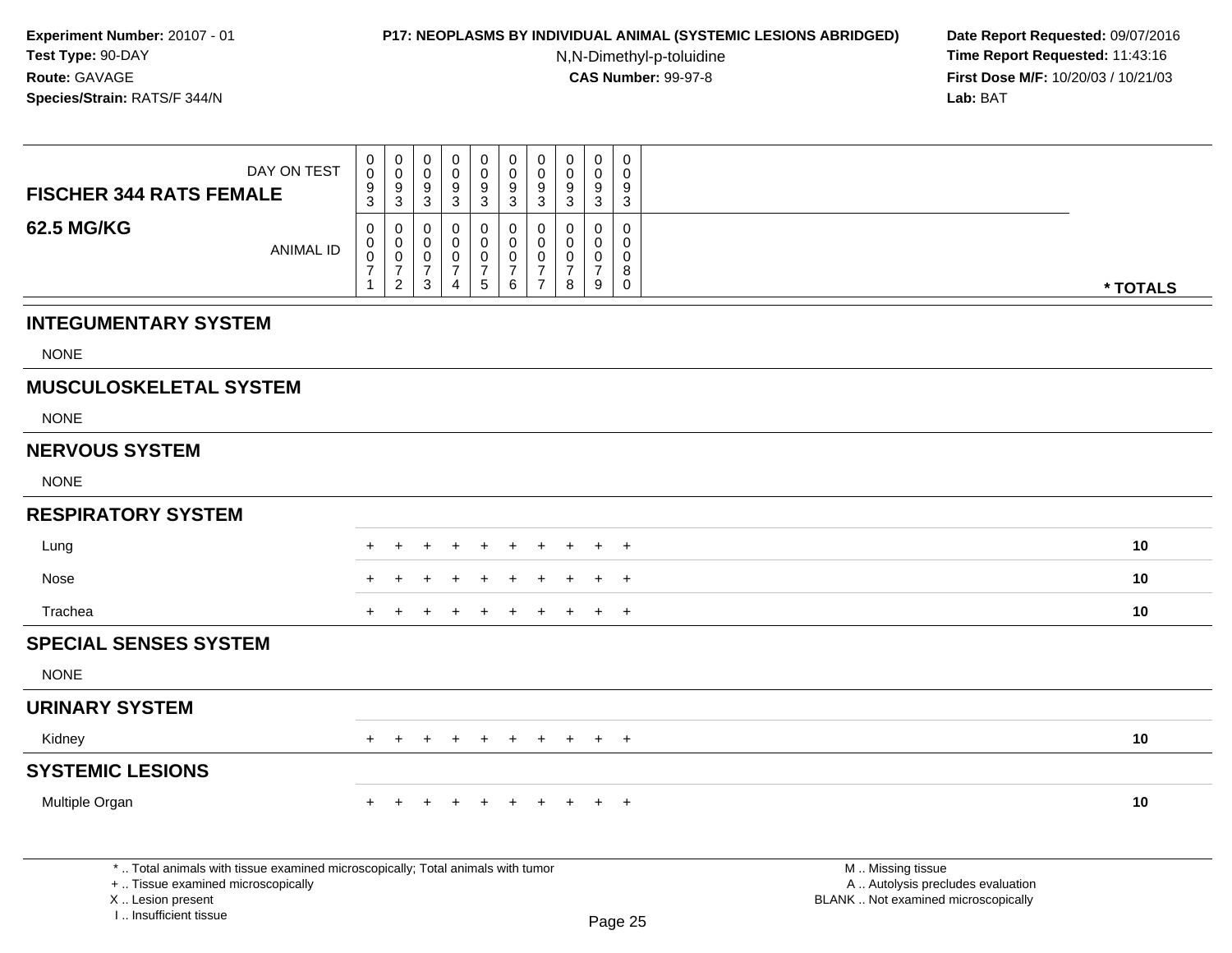**Experiment Number:** 20107 - 01
**Test Type:** 90-DAY
**Route:** GAVAGE
**Species/Strain:** RATS/F 344/N

**P17: NEOPLASMS BY INDIVIDUAL ANIMAL (SYSTEMIC LESIONS ABRIDGED)**
N,N-Dimethyl-p-toluidine
**CAS Number:** 99-97-8

**Date Report Requested:** 09/07/2016
**Time Report Requested:** 11:43:16
**First Dose M/F:** 10/20/03 / 10/21/03
**Lab:** BAT

| FISCHER 344 RATS FEMALE 62.5 MG/KG | | | | | | | | | | | |
|---|---|---|---|---|---|---|---|---|---|---|---|
| DAY ON TEST | 0093 | 0093 | 0093 | 0093 | 0093 | 0093 | 0093 | 0093 | 0093 | 0093 | |
| ANIMAL ID | 00071 | 00072 | 00073 | 00074 | 00075 | 00076 | 00077 | 00078 | 00079 | 00080 | * TOTALS |
| **INTEGUMENTARY SYSTEM** | | | | | | | | | | | |
| NONE | | | | | | | | | | | |
| **MUSCULOSKELETAL SYSTEM** | | | | | | | | | | | |
| NONE | | | | | | | | | | | |
| **NERVOUS SYSTEM** | | | | | | | | | | | |
| NONE | | | | | | | | | | | |
| **RESPIRATORY SYSTEM** | | | | | | | | | | | |
| Lung | + | + | + | + | + | + | + | + | + | + | 10 |
| Nose | + | + | + | + | + | + | + | + | + | + | 10 |
| Trachea | + | + | + | + | + | + | + | + | + | + | 10 |
| **SPECIAL SENSES SYSTEM** | | | | | | | | | | | |
| NONE | | | | | | | | | | | |
| **URINARY SYSTEM** | | | | | | | | | | | |
| Kidney | + | + | + | + | + | + | + | + | + | + | 10 |
| **SYSTEMIC LESIONS** | | | | | | | | | | | |
| Multiple Organ | + | + | + | + | + | + | + | + | + | + | 10 |

* .. Total animals with tissue examined microscopically; Total animals with tumor
+ .. Tissue examined microscopically
X .. Lesion present
I .. Insufficient tissue

M .. Missing tissue
A .. Autolysis precludes evaluation
BLANK .. Not examined microscopically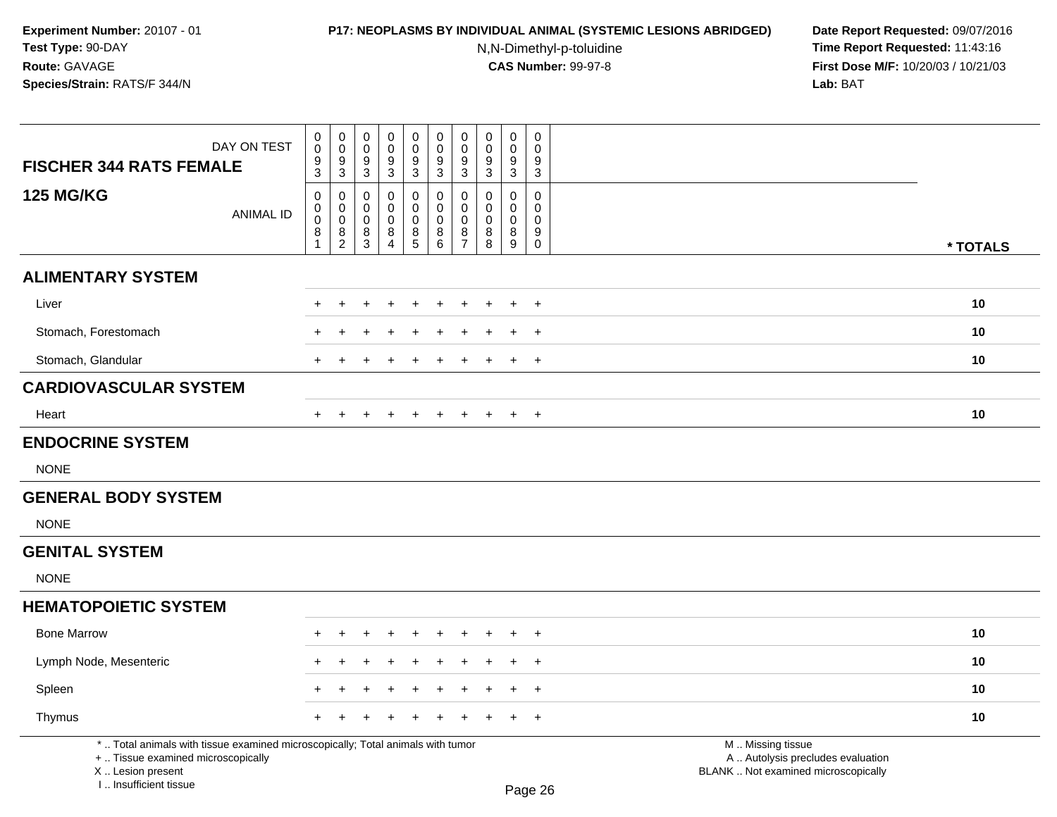**Experiment Number:** 20107 - 01
**Test Type:** 90-DAY
**Route:** GAVAGE
**Species/Strain:** RATS/F 344/N

**P17: NEOPLASMS BY INDIVIDUAL ANIMAL (SYSTEMIC LESIONS ABRIDGED)**
N,N-Dimethyl-p-toluidine
**CAS Number:** 99-97-8

**Date Report Requested:** 09/07/2016
**Time Report Requested:** 11:43:16
**First Dose M/F:** 10/20/03 / 10/21/03
**Lab:** BAT

| FISCHER 344 RATS FEMALE 125 MG/KG | | | | | | | | | | | |
|---|---|---|---|---|---|---|---|---|---|---|---|
| DAY ON TEST | 0093 | 0093 | 0093 | 0093 | 0093 | 0093 | 0093 | 0093 | 0093 | 0093 | |
| ANIMAL ID | 00081 | 00082 | 00083 | 00084 | 00085 | 00086 | 00087 | 00088 | 00089 | 00090 | * TOTALS |
| **ALIMENTARY SYSTEM** | | | | | | | | | | | |
| Liver | + | + | + | + | + | + | + | + | + | + | 10 |
| Stomach, Forestomach | + | + | + | + | + | + | + | + | + | + | 10 |
| Stomach, Glandular | + | + | + | + | + | + | + | + | + | + | 10 |
| **CARDIOVASCULAR SYSTEM** | | | | | | | | | | | |
| Heart | + | + | + | + | + | + | + | + | + | + | 10 |
| **ENDOCRINE SYSTEM** | | | | | | | | | | | |
| NONE | | | | | | | | | | | |
| **GENERAL BODY SYSTEM** | | | | | | | | | | | |
| NONE | | | | | | | | | | | |
| **GENITAL SYSTEM** | | | | | | | | | | | |
| NONE | | | | | | | | | | | |
| **HEMATOPOIETIC SYSTEM** | | | | | | | | | | | |
| Bone Marrow | + | + | + | + | + | + | + | + | + | + | 10 |
| Lymph Node, Mesenteric | + | + | + | + | + | + | + | + | + | + | 10 |
| Spleen | + | + | + | + | + | + | + | + | + | + | 10 |
| Thymus | + | + | + | + | + | + | + | + | + | + | 10 |

* .. Total animals with tissue examined microscopically; Total animals with tumor
+ .. Tissue examined microscopically
X .. Lesion present
I .. Insufficient tissue

M .. Missing tissue
A .. Autolysis precludes evaluation
BLANK .. Not examined microscopically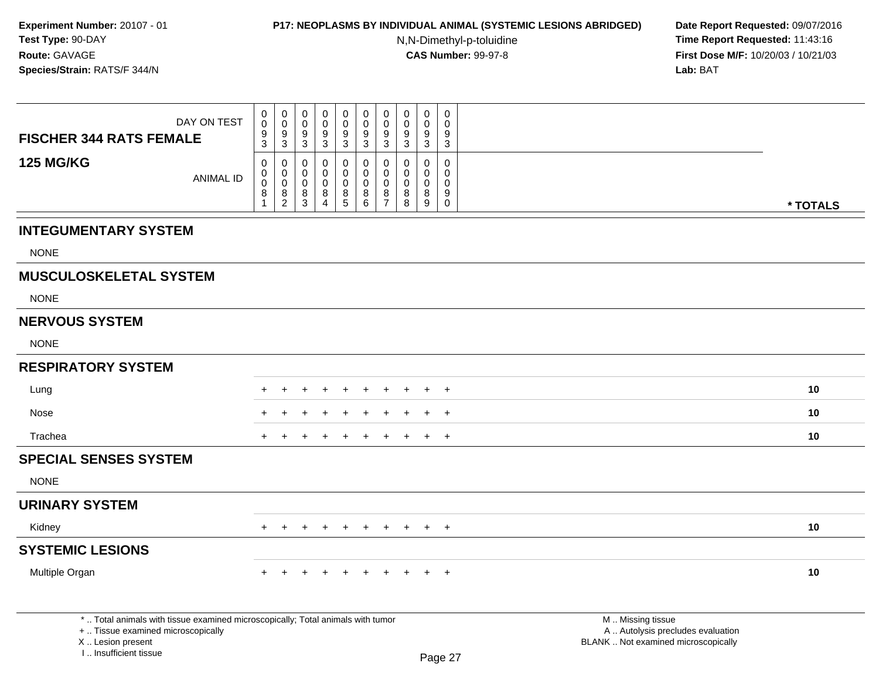**Experiment Number:** 20107 - 01
**Test Type:** 90-DAY
**Route:** GAVAGE
**Species/Strain:** RATS/F 344/N

**P17: NEOPLASMS BY INDIVIDUAL ANIMAL (SYSTEMIC LESIONS ABRIDGED)**
N,N-Dimethyl-p-toluidine
**CAS Number:** 99-97-8

**Date Report Requested:** 09/07/2016
**Time Report Requested:** 11:43:16
**First Dose M/F:** 10/20/03 / 10/21/03
**Lab:** BAT

| FISCHER 344 RATS FEMALE / 125 MG/KG | | | | | | | | | | | |
|---|---|---|---|---|---|---|---|---|---|---|---|
| DAY ON TEST | 0093 | 0093 | 0093 | 0093 | 0093 | 0093 | 0093 | 0093 | 0093 | 0093 | |
| ANIMAL ID | 00081 | 00082 | 00083 | 00084 | 00085 | 00086 | 00087 | 00088 | 00089 | 00090 | * TOTALS |
| **INTEGUMENTARY SYSTEM** | | | | | | | | | | | |
| NONE | | | | | | | | | | | |
| **MUSCULOSKELETAL SYSTEM** | | | | | | | | | | | |
| NONE | | | | | | | | | | | |
| **NERVOUS SYSTEM** | | | | | | | | | | | |
| NONE | | | | | | | | | | | |
| **RESPIRATORY SYSTEM** | | | | | | | | | | | |
| Lung | + | + | + | + | + | + | + | + | + | + | 10 |
| Nose | + | + | + | + | + | + | + | + | + | + | 10 |
| Trachea | + | + | + | + | + | + | + | + | + | + | 10 |
| **SPECIAL SENSES SYSTEM** | | | | | | | | | | | |
| NONE | | | | | | | | | | | |
| **URINARY SYSTEM** | | | | | | | | | | | |
| Kidney | + | + | + | + | + | + | + | + | + | + | 10 |
| **SYSTEMIC LESIONS** | | | | | | | | | | | |
| Multiple Organ | + | + | + | + | + | + | + | + | + | + | 10 |

* .. Total animals with tissue examined microscopically; Total animals with tumor
+ .. Tissue examined microscopically
X .. Lesion present
I .. Insufficient tissue

M .. Missing tissue
A .. Autolysis precludes evaluation
BLANK .. Not examined microscopically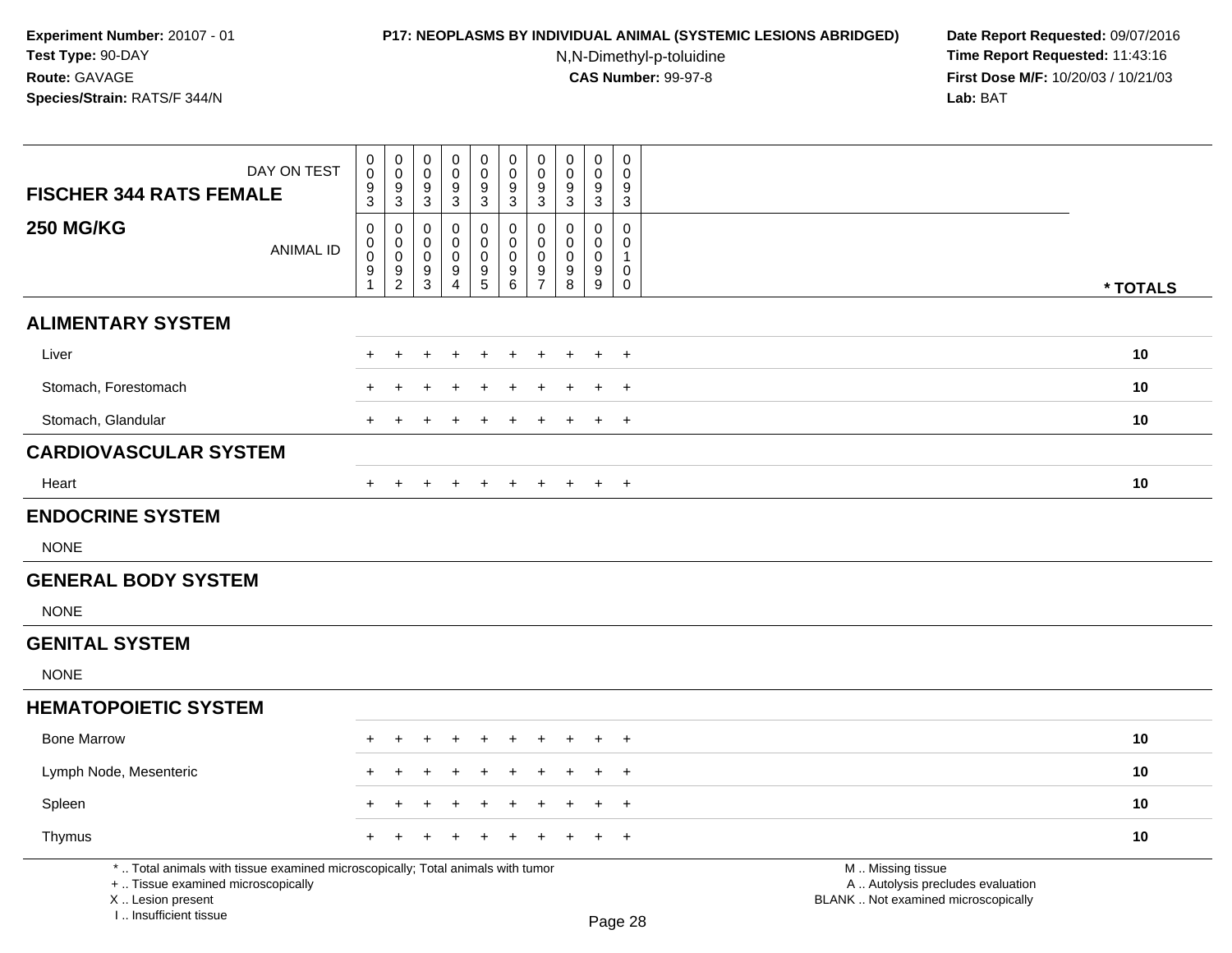**Experiment Number:** 20107 - 01
**Test Type:** 90-DAY
**Route:** GAVAGE
**Species/Strain:** RATS/F 344/N

**P17: NEOPLASMS BY INDIVIDUAL ANIMAL (SYSTEMIC LESIONS ABRIDGED)**
N,N-Dimethyl-p-toluidine
**CAS Number:** 99-97-8

**Date Report Requested:** 09/07/2016
**Time Report Requested:** 11:43:16
**First Dose M/F:** 10/20/03 / 10/21/03
**Lab:** BAT

| FISCHER 344 RATS FEMALE 250 MG/KG | | | | | | | | | | | |
|---|---|---|---|---|---|---|---|---|---|---|---|
| DAY ON TEST | 0093 | 0093 | 0093 | 0093 | 0093 | 0093 | 0093 | 0093 | 0093 | 0093 | |
| ANIMAL ID | 00091 | 00092 | 00093 | 00094 | 00095 | 00096 | 00097 | 00098 | 00099 | 00100 | * TOTALS |
| **ALIMENTARY SYSTEM** | | | | | | | | | | | |
| Liver | + | + | + | + | + | + | + | + | + | + | 10 |
| Stomach, Forestomach | + | + | + | + | + | + | + | + | + | + | 10 |
| Stomach, Glandular | + | + | + | + | + | + | + | + | + | + | 10 |
| **CARDIOVASCULAR SYSTEM** | | | | | | | | | | | |
| Heart | + | + | + | + | + | + | + | + | + | + | 10 |
| **ENDOCRINE SYSTEM** | | | | | | | | | | | |
| NONE | | | | | | | | | | | |
| **GENERAL BODY SYSTEM** | | | | | | | | | | | |
| NONE | | | | | | | | | | | |
| **GENITAL SYSTEM** | | | | | | | | | | | |
| NONE | | | | | | | | | | | |
| **HEMATOPOIETIC SYSTEM** | | | | | | | | | | | |
| Bone Marrow | + | + | + | + | + | + | + | + | + | + | 10 |
| Lymph Node, Mesenteric | + | + | + | + | + | + | + | + | + | + | 10 |
| Spleen | + | + | + | + | + | + | + | + | + | + | 10 |
| Thymus | + | + | + | + | + | + | + | + | + | + | 10 |

\* .. Total animals with tissue examined microscopically; Total animals with tumor
\+ .. Tissue examined microscopically
X .. Lesion present
I .. Insufficient tissue

M .. Missing tissue
A .. Autolysis precludes evaluation
BLANK .. Not examined microscopically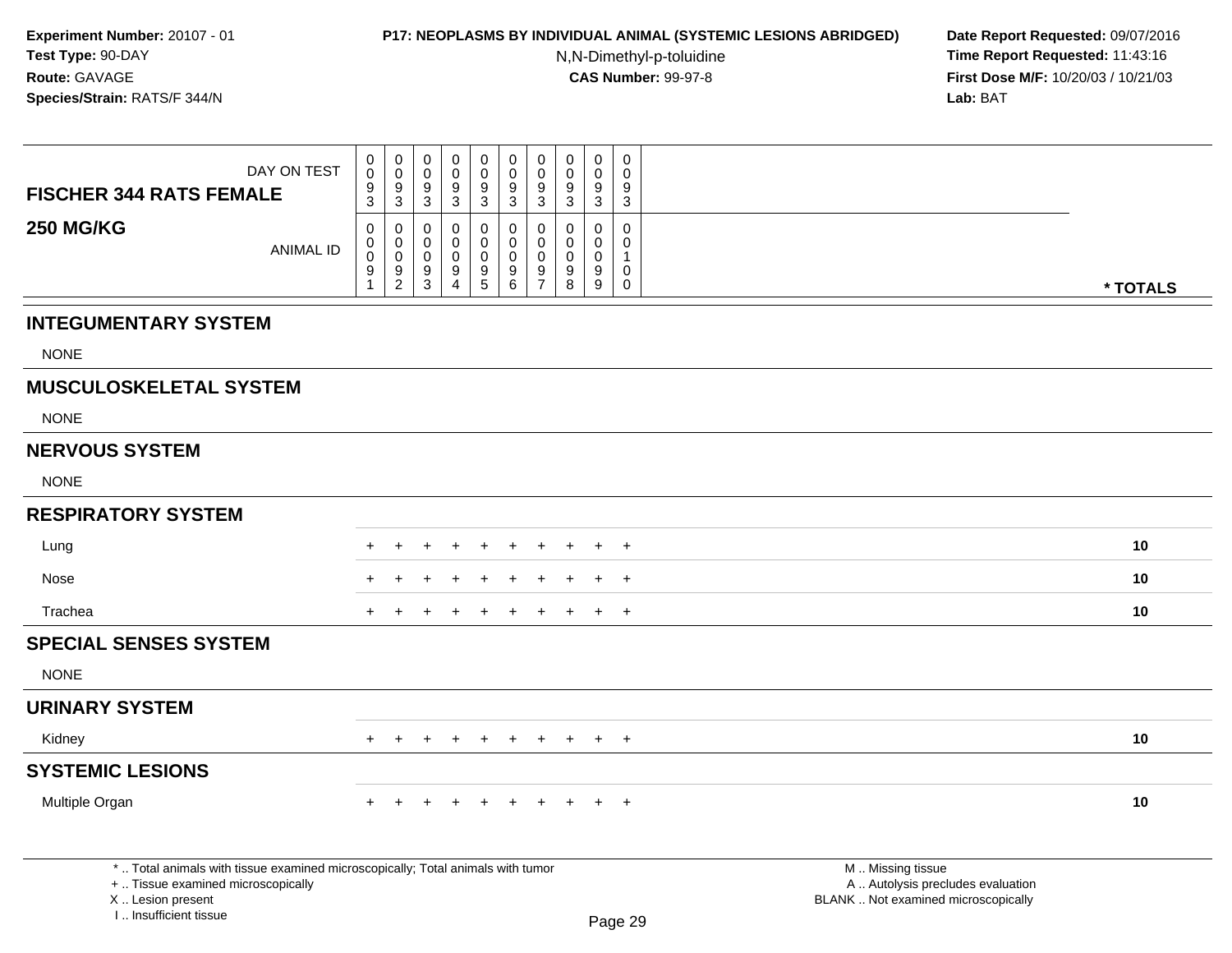**Experiment Number:** 20107 - 01
**Test Type:** 90-DAY
**Route:** GAVAGE
**Species/Strain:** RATS/F 344/N

**P17: NEOPLASMS BY INDIVIDUAL ANIMAL (SYSTEMIC LESIONS ABRIDGED)**
N,N-Dimethyl-p-toluidine
**CAS Number:** 99-97-8

**Date Report Requested:** 09/07/2016
**Time Report Requested:** 11:43:16
**First Dose M/F:** 10/20/03 / 10/21/03
**Lab:** BAT

| FISCHER 344 RATS FEMALE — DAY ON TEST | 0093 | 0093 | 0093 | 0093 | 0093 | 0093 | 0093 | 0093 | 0093 | 0093 | |
|---|---|---|---|---|---|---|---|---|---|---|---|
| **250 MG/KG** — ANIMAL ID | 00091 | 00092 | 00093 | 00094 | 00095 | 00096 | 00097 | 00098 | 00099 | 00100 | *** TOTALS** |
| **INTEGUMENTARY SYSTEM** | | | | | | | | | | | |
| NONE | | | | | | | | | | | |
| **MUSCULOSKELETAL SYSTEM** | | | | | | | | | | | |
| NONE | | | | | | | | | | | |
| **NERVOUS SYSTEM** | | | | | | | | | | | |
| NONE | | | | | | | | | | | |
| **RESPIRATORY SYSTEM** | | | | | | | | | | | |
| Lung | + | + | + | + | + | + | + | + | + | + | 10 |
| Nose | + | + | + | + | + | + | + | + | + | + | 10 |
| Trachea | + | + | + | + | + | + | + | + | + | + | 10 |
| **SPECIAL SENSES SYSTEM** | | | | | | | | | | | |
| NONE | | | | | | | | | | | |
| **URINARY SYSTEM** | | | | | | | | | | | |
| Kidney | + | + | + | + | + | + | + | + | + | + | 10 |
| **SYSTEMIC LESIONS** | | | | | | | | | | | |
| Multiple Organ | + | + | + | + | + | + | + | + | + | + | 10 |

* .. Total animals with tissue examined microscopically; Total animals with tumor
+ .. Tissue examined microscopically
X .. Lesion present
I .. Insufficient tissue

M .. Missing tissue
A .. Autolysis precludes evaluation
BLANK .. Not examined microscopically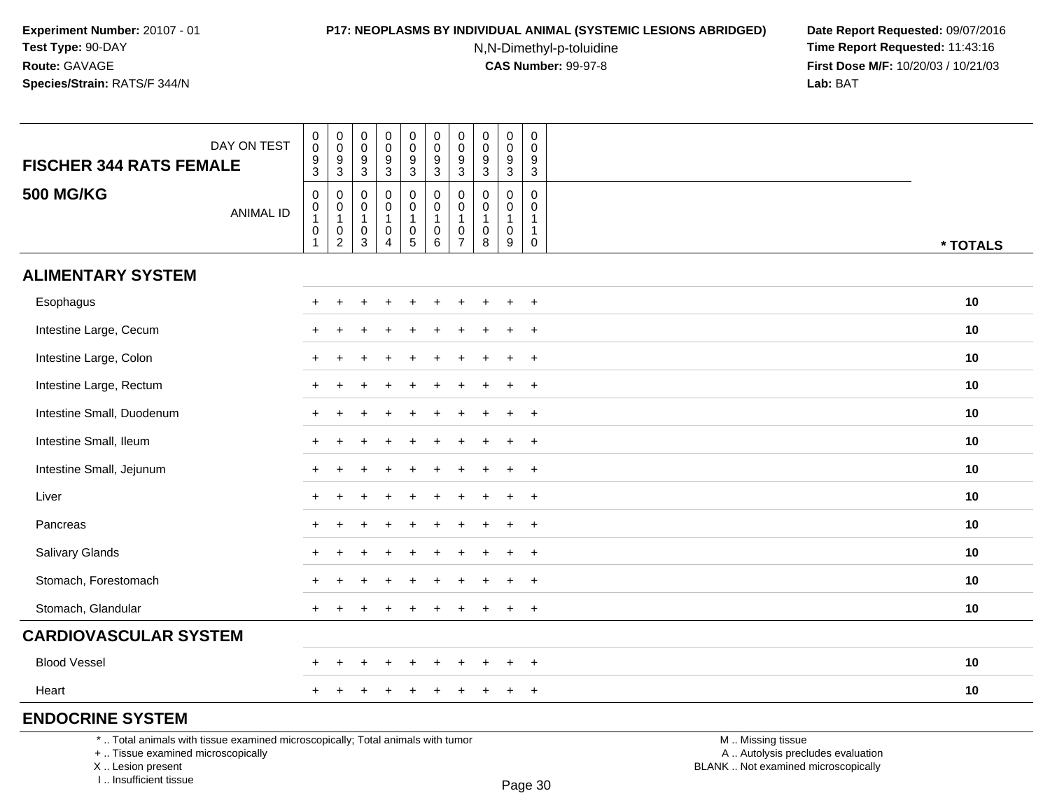**Experiment Number:** 20107 - 01
**Test Type:** 90-DAY
**Route:** GAVAGE
**Species/Strain:** RATS/F 344/N

**P17: NEOPLASMS BY INDIVIDUAL ANIMAL (SYSTEMIC LESIONS ABRIDGED)**
N,N-Dimethyl-p-toluidine
**CAS Number:** 99-97-8

**Date Report Requested:** 09/07/2016
**Time Report Requested:** 11:43:16
**First Dose M/F:** 10/20/03 / 10/21/03
**Lab:** BAT

| FISCHER 344 RATS FEMALE<br>500 MG/KG | DAY ON TEST | 0093 | 0093 | 0093 | 0093 | 0093 | 0093 | 0093 | 0093 | 0093 | 0093 | |
|---|---|---|---|---|---|---|---|---|---|---|---|---|
| | ANIMAL ID | 00101 | 00102 | 00103 | 00104 | 00105 | 00106 | 00107 | 00108 | 00109 | 00110 | * TOTALS |
| **ALIMENTARY SYSTEM** | | | | | | | | | | | | |
| Esophagus | | + | + | + | + | + | + | + | + | + | + | 10 |
| Intestine Large, Cecum | | + | + | + | + | + | + | + | + | + | + | 10 |
| Intestine Large, Colon | | + | + | + | + | + | + | + | + | + | + | 10 |
| Intestine Large, Rectum | | + | + | + | + | + | + | + | + | + | + | 10 |
| Intestine Small, Duodenum | | + | + | + | + | + | + | + | + | + | + | 10 |
| Intestine Small, Ileum | | + | + | + | + | + | + | + | + | + | + | 10 |
| Intestine Small, Jejunum | | + | + | + | + | + | + | + | + | + | + | 10 |
| Liver | | + | + | + | + | + | + | + | + | + | + | 10 |
| Pancreas | | + | + | + | + | + | + | + | + | + | + | 10 |
| Salivary Glands | | + | + | + | + | + | + | + | + | + | + | 10 |
| Stomach, Forestomach | | + | + | + | + | + | + | + | + | + | + | 10 |
| Stomach, Glandular | | + | + | + | + | + | + | + | + | + | + | 10 |
| **CARDIOVASCULAR SYSTEM** | | | | | | | | | | | | |
| Blood Vessel | | + | + | + | + | + | + | + | + | + | + | 10 |
| Heart | | + | + | + | + | + | + | + | + | + | + | 10 |
| **ENDOCRINE SYSTEM** | | | | | | | | | | | | |

* .. Total animals with tissue examined microscopically; Total animals with tumor
+ .. Tissue examined microscopically
X .. Lesion present
I .. Insufficient tissue

M .. Missing tissue
A .. Autolysis precludes evaluation
BLANK .. Not examined microscopically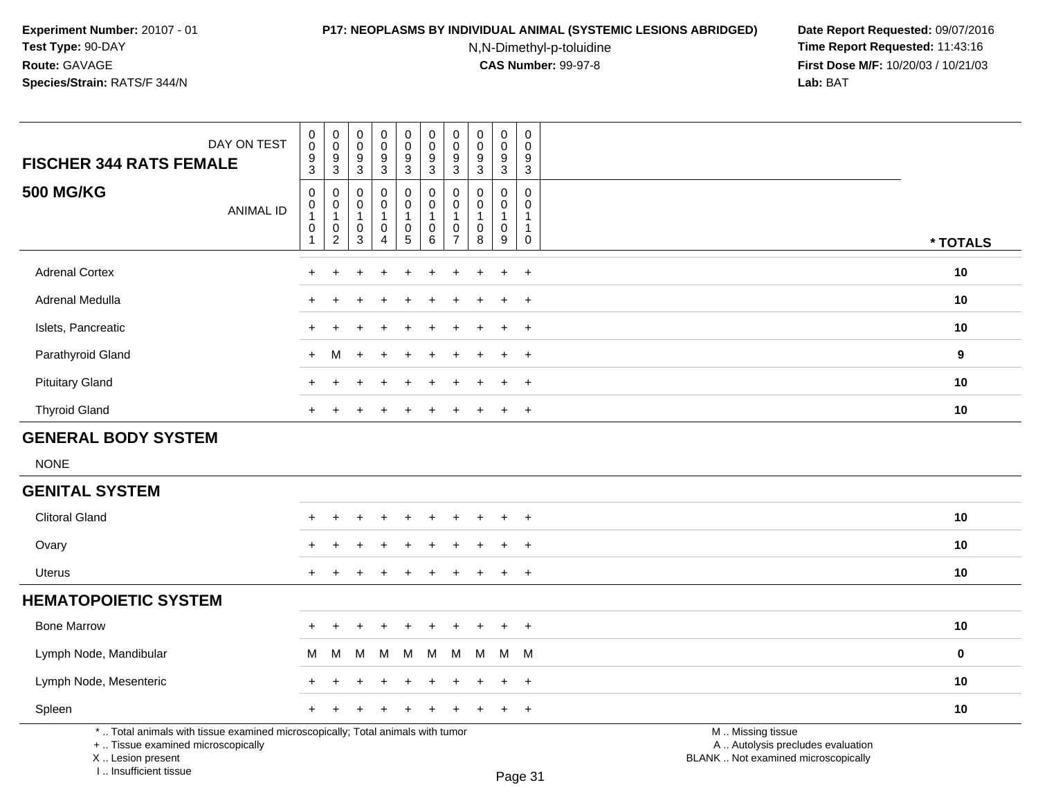**Experiment Number:** 20107 - 01
**Test Type:** 90-DAY
**Route:** GAVAGE
**Species/Strain:** RATS/F 344/N

**P17: NEOPLASMS BY INDIVIDUAL ANIMAL (SYSTEMIC LESIONS ABRIDGED)**
N,N-Dimethyl-p-toluidine
**CAS Number:** 99-97-8

**Date Report Requested:** 09/07/2016
**Time Report Requested:** 11:43:16
**First Dose M/F:** 10/20/03 / 10/21/03
**Lab:** BAT

| FISCHER 344 RATS FEMALE — DAY ON TEST | 0093 | 0093 | 0093 | 0093 | 0093 | 0093 | 0093 | 0093 | 0093 | 0093 | |
|---|---|---|---|---|---|---|---|---|---|---|---|
| **500 MG/KG** — ANIMAL ID | 00101 | 00102 | 00103 | 00104 | 00105 | 00106 | 00107 | 00108 | 00109 | 00110 | * TOTALS |
| Adrenal Cortex | + | + | + | + | + | + | + | + | + | + | 10 |
| Adrenal Medulla | + | + | + | + | + | + | + | + | + | + | 10 |
| Islets, Pancreatic | + | + | + | + | + | + | + | + | + | + | 10 |
| Parathyroid Gland | + | M | + | + | + | + | + | + | + | + | 9 |
| Pituitary Gland | + | + | + | + | + | + | + | + | + | + | 10 |
| Thyroid Gland | + | + | + | + | + | + | + | + | + | + | 10 |
| **GENERAL BODY SYSTEM** | | | | | | | | | | | |
| NONE | | | | | | | | | | | |
| **GENITAL SYSTEM** | | | | | | | | | | | |
| Clitoral Gland | + | + | + | + | + | + | + | + | + | + | 10 |
| Ovary | + | + | + | + | + | + | + | + | + | + | 10 |
| Uterus | + | + | + | + | + | + | + | + | + | + | 10 |
| **HEMATOPOIETIC SYSTEM** | | | | | | | | | | | |
| Bone Marrow | + | + | + | + | + | + | + | + | + | + | 10 |
| Lymph Node, Mandibular | M | M | M | M | M | M | M | M | M | M | 0 |
| Lymph Node, Mesenteric | + | + | + | + | + | + | + | + | + | + | 10 |
| Spleen | + | + | + | + | + | + | + | + | + | + | 10 |

* .. Total animals with tissue examined microscopically; Total animals with tumor
+ .. Tissue examined microscopically
X .. Lesion present
I .. Insufficient tissue

M .. Missing tissue
A .. Autolysis precludes evaluation
BLANK .. Not examined microscopically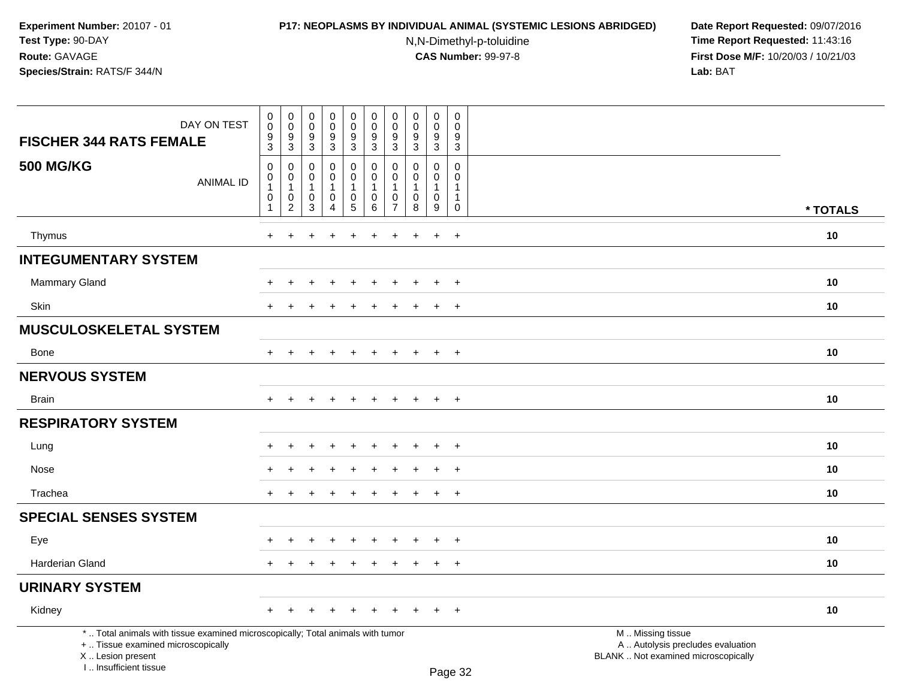Experiment Number: 20107 - 01
Test Type: 90-DAY
Route: GAVAGE
Species/Strain: RATS/F 344/N

**P17: NEOPLASMS BY INDIVIDUAL ANIMAL (SYSTEMIC LESIONS ABRIDGED)**
N,N-Dimethyl-p-toluidine
**CAS Number:** 99-97-8

Date Report Requested: 09/07/2016
Time Report Requested: 11:43:16
First Dose M/F: 10/20/03 / 10/21/03
Lab: BAT

| FISCHER 344 RATS FEMALE — DAY ON TEST | 0093 | 0093 | 0093 | 0093 | 0093 | 0093 | 0093 | 0093 | 0093 | 0093 | |
|---|---|---|---|---|---|---|---|---|---|---|---|
| **500 MG/KG** — ANIMAL ID | 00101 | 00102 | 00103 | 00104 | 00105 | 00106 | 00107 | 00108 | 00109 | 00110 | * TOTALS |
| Thymus | + | + | + | + | + | + | + | + | + | + | 10 |
| **INTEGUMENTARY SYSTEM** | | | | | | | | | | | |
| Mammary Gland | + | + | + | + | + | + | + | + | + | + | 10 |
| Skin | + | + | + | + | + | + | + | + | + | + | 10 |
| **MUSCULOSKELETAL SYSTEM** | | | | | | | | | | | |
| Bone | + | + | + | + | + | + | + | + | + | + | 10 |
| **NERVOUS SYSTEM** | | | | | | | | | | | |
| Brain | + | + | + | + | + | + | + | + | + | + | 10 |
| **RESPIRATORY SYSTEM** | | | | | | | | | | | |
| Lung | + | + | + | + | + | + | + | + | + | + | 10 |
| Nose | + | + | + | + | + | + | + | + | + | + | 10 |
| Trachea | + | + | + | + | + | + | + | + | + | + | 10 |
| **SPECIAL SENSES SYSTEM** | | | | | | | | | | | |
| Eye | + | + | + | + | + | + | + | + | + | + | 10 |
| Harderian Gland | + | + | + | + | + | + | + | + | + | + | 10 |
| **URINARY SYSTEM** | | | | | | | | | | | |
| Kidney | + | + | + | + | + | + | + | + | + | + | 10 |

* .. Total animals with tissue examined microscopically; Total animals with tumor
+ .. Tissue examined microscopically
X .. Lesion present
I .. Insufficient tissue

M .. Missing tissue
A .. Autolysis precludes evaluation
BLANK .. Not examined microscopically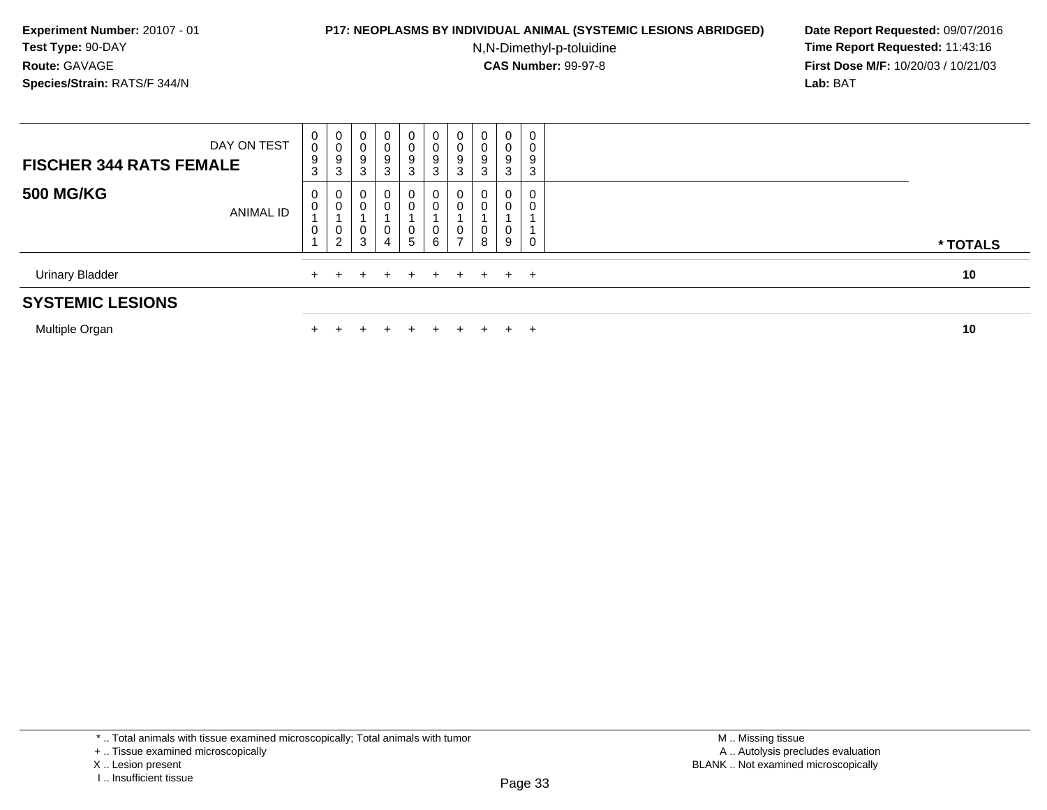**Experiment Number:** 20107 - 01
**Test Type:** 90-DAY
**Route:** GAVAGE
**Species/Strain:** RATS/F 344/N

**P17: NEOPLASMS BY INDIVIDUAL ANIMAL (SYSTEMIC LESIONS ABRIDGED)**
N,N-Dimethyl-p-toluidine
**CAS Number:** 99-97-8

**Date Report Requested:** 09/07/2016
**Time Report Requested:** 11:43:16
**First Dose M/F:** 10/20/03 / 10/21/03
**Lab:** BAT

| FISCHER 344 RATS FEMALE — DAY ON TEST | 0093 | 0093 | 0093 | 0093 | 0093 | 0093 | 0093 | 0093 | 0093 | 0093 | |
|---|---|---|---|---|---|---|---|---|---|---|---|
| **500 MG/KG** — ANIMAL ID | 00101 | 00102 | 00103 | 00104 | 00105 | 00106 | 00107 | 00108 | 00109 | 00110 | **\* TOTALS** |
| Urinary Bladder | + | + | + | + | + | + | + | + | + | + | **10** |
| **SYSTEMIC LESIONS** | | | | | | | | | | | |
| Multiple Organ | + | + | + | + | + | + | + | + | + | + | **10** |

\* .. Total animals with tissue examined microscopically; Total animals with tumor
\+ .. Tissue examined microscopically
X .. Lesion present
I .. Insufficient tissue

M .. Missing tissue
A .. Autolysis precludes evaluation
BLANK .. Not examined microscopically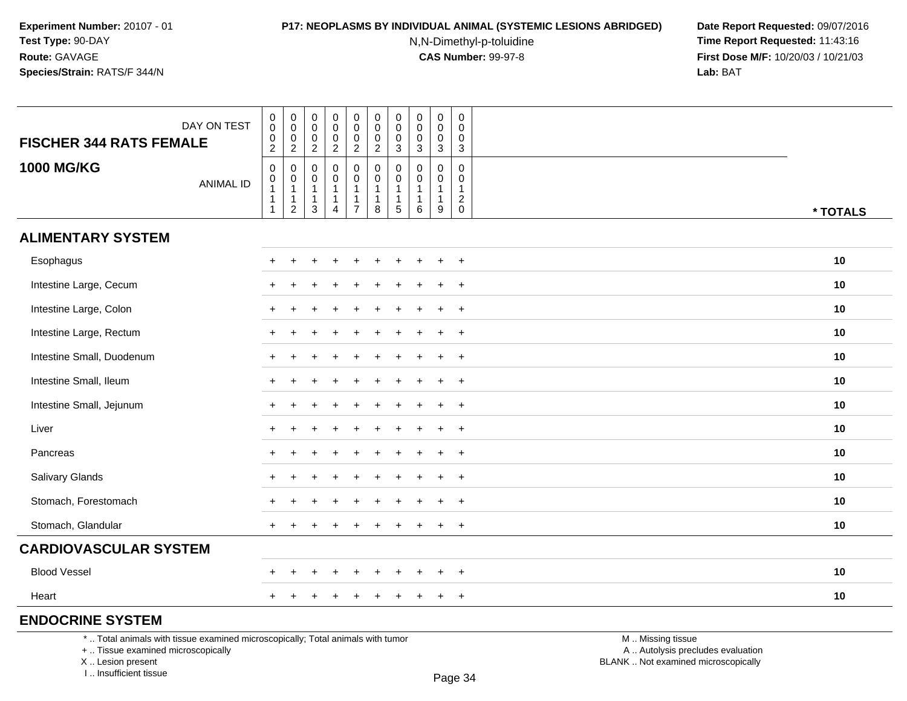**Experiment Number:** 20107 - 01
**Test Type:** 90-DAY
**Route:** GAVAGE
**Species/Strain:** RATS/F 344/N

**P17: NEOPLASMS BY INDIVIDUAL ANIMAL (SYSTEMIC LESIONS ABRIDGED)**
N,N-Dimethyl-p-toluidine
**CAS Number:** 99-97-8

**Date Report Requested:** 09/07/2016
**Time Report Requested:** 11:43:16
**First Dose M/F:** 10/20/03 / 10/21/03
**Lab:** BAT

| FISCHER 344 RATS FEMALE<br>1000 MG/KG | DAY ON TEST | 0002 | 0002 | 0002 | 0002 | 0002 | 0002 | 0003 | 0003 | 0003 | 0003 | |
|---|---|---|---|---|---|---|---|---|---|---|---|---|
| | ANIMAL ID | 00111 | 00112 | 00113 | 00114 | 00117 | 00118 | 00115 | 00116 | 00119 | 00120 | * TOTALS |
| **ALIMENTARY SYSTEM** | | | | | | | | | | | | |
| Esophagus | | + | + | + | + | + | + | + | + | + | + | 10 |
| Intestine Large, Cecum | | + | + | + | + | + | + | + | + | + | + | 10 |
| Intestine Large, Colon | | + | + | + | + | + | + | + | + | + | + | 10 |
| Intestine Large, Rectum | | + | + | + | + | + | + | + | + | + | + | 10 |
| Intestine Small, Duodenum | | + | + | + | + | + | + | + | + | + | + | 10 |
| Intestine Small, Ileum | | + | + | + | + | + | + | + | + | + | + | 10 |
| Intestine Small, Jejunum | | + | + | + | + | + | + | + | + | + | + | 10 |
| Liver | | + | + | + | + | + | + | + | + | + | + | 10 |
| Pancreas | | + | + | + | + | + | + | + | + | + | + | 10 |
| Salivary Glands | | + | + | + | + | + | + | + | + | + | + | 10 |
| Stomach, Forestomach | | + | + | + | + | + | + | + | + | + | + | 10 |
| Stomach, Glandular | | + | + | + | + | + | + | + | + | + | + | 10 |
| **CARDIOVASCULAR SYSTEM** | | | | | | | | | | | | |
| Blood Vessel | | + | + | + | + | + | + | + | + | + | + | 10 |
| Heart | | + | + | + | + | + | + | + | + | + | + | 10 |
| **ENDOCRINE SYSTEM** | | | | | | | | | | | | |

* .. Total animals with tissue examined microscopically; Total animals with tumor
+ .. Tissue examined microscopically
X .. Lesion present
I .. Insufficient tissue

M .. Missing tissue
A .. Autolysis precludes evaluation
BLANK .. Not examined microscopically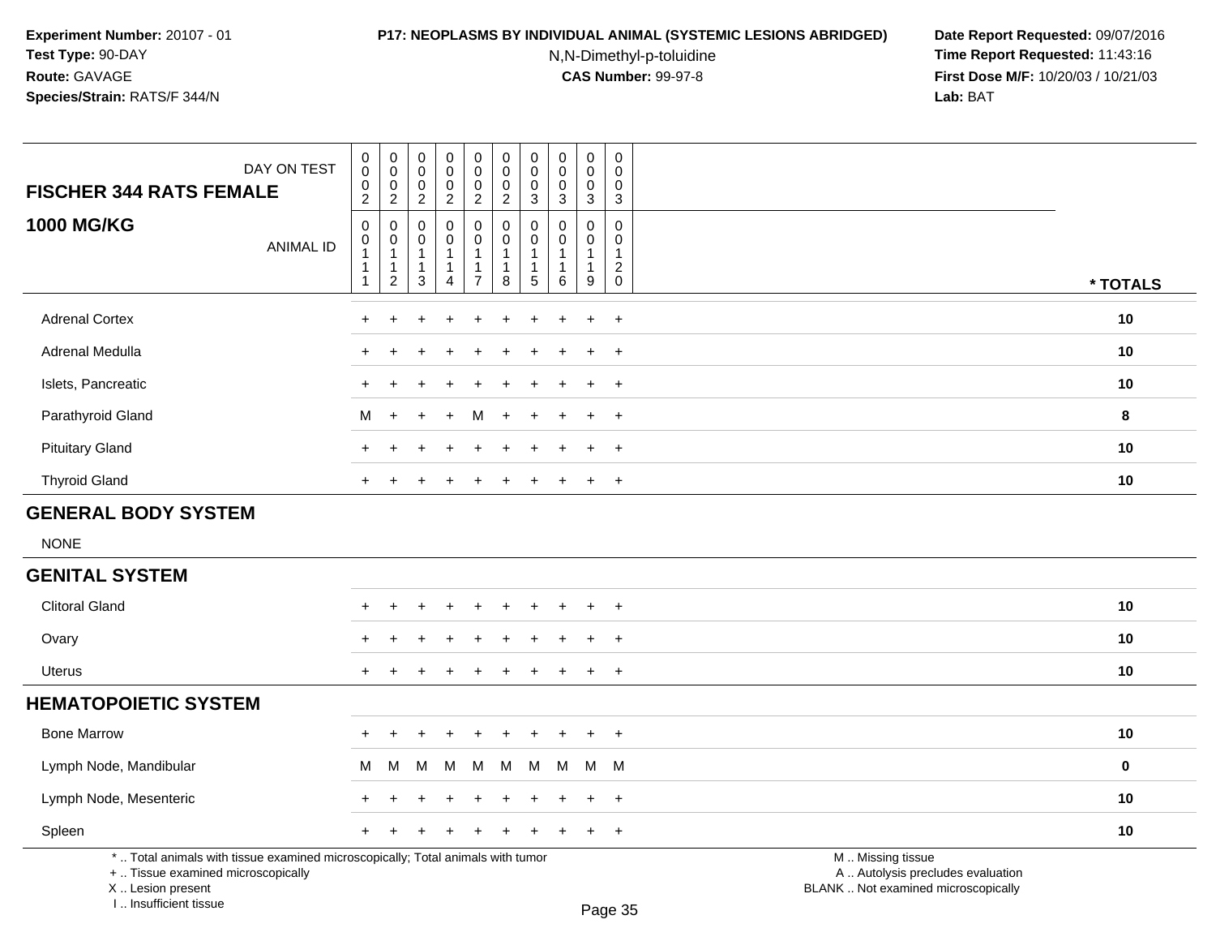**Experiment Number:** 20107 - 01
**Test Type:** 90-DAY
**Route:** GAVAGE
**Species/Strain:** RATS/F 344/N

**P17: NEOPLASMS BY INDIVIDUAL ANIMAL (SYSTEMIC LESIONS ABRIDGED)**
N,N-Dimethyl-p-toluidine
**CAS Number:** 99-97-8

**Date Report Requested:** 09/07/2016
**Time Report Requested:** 11:43:16
**First Dose M/F:** 10/20/03 / 10/21/03
**Lab:** BAT

| FISCHER 344 RATS FEMALE — DAY ON TEST | 0002 | 0002 | 0002 | 0002 | 0002 | 0002 | 0003 | 0003 | 0003 | 0003 | |
|---|---|---|---|---|---|---|---|---|---|---|---|
| **1000 MG/KG** — ANIMAL ID | 00111 | 00112 | 00113 | 00114 | 00117 | 00118 | 00115 | 00116 | 00119 | 00120 | * TOTALS |
| Adrenal Cortex | + | + | + | + | + | + | + | + | + | + | 10 |
| Adrenal Medulla | + | + | + | + | + | + | + | + | + | + | 10 |
| Islets, Pancreatic | + | + | + | + | + | + | + | + | + | + | 10 |
| Parathyroid Gland | M | + | + | + | M | + | + | + | + | + | 8 |
| Pituitary Gland | + | + | + | + | + | + | + | + | + | + | 10 |
| Thyroid Gland | + | + | + | + | + | + | + | + | + | + | 10 |
| **GENERAL BODY SYSTEM** | | | | | | | | | | | |
| NONE | | | | | | | | | | | |
| **GENITAL SYSTEM** | | | | | | | | | | | |
| Clitoral Gland | + | + | + | + | + | + | + | + | + | + | 10 |
| Ovary | + | + | + | + | + | + | + | + | + | + | 10 |
| Uterus | + | + | + | + | + | + | + | + | + | + | 10 |
| **HEMATOPOIETIC SYSTEM** | | | | | | | | | | | |
| Bone Marrow | + | + | + | + | + | + | + | + | + | + | 10 |
| Lymph Node, Mandibular | M | M | M | M | M | M | M | M | M | M | 0 |
| Lymph Node, Mesenteric | + | + | + | + | + | + | + | + | + | + | 10 |
| Spleen | + | + | + | + | + | + | + | + | + | + | 10 |

* .. Total animals with tissue examined microscopically; Total animals with tumor
+ .. Tissue examined microscopically
X .. Lesion present
I .. Insufficient tissue

M .. Missing tissue
A .. Autolysis precludes evaluation
BLANK .. Not examined microscopically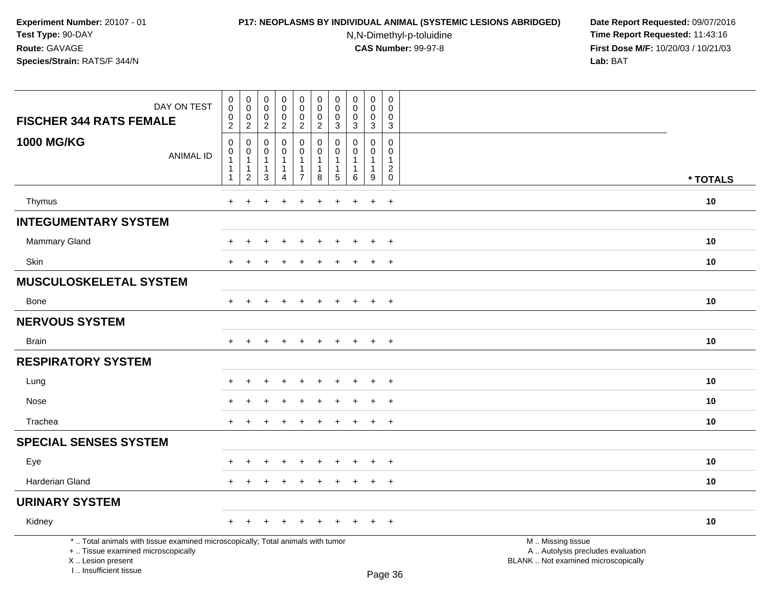**Experiment Number:** 20107 - 01
**Test Type:** 90-DAY
**Route:** GAVAGE
**Species/Strain:** RATS/F 344/N

**P17: NEOPLASMS BY INDIVIDUAL ANIMAL (SYSTEMIC LESIONS ABRIDGED)**
N,N-Dimethyl-p-toluidine
**CAS Number:** 99-97-8

**Date Report Requested:** 09/07/2016
**Time Report Requested:** 11:43:16
**First Dose M/F:** 10/20/03 / 10/21/03
**Lab:** BAT

| FISCHER 344 RATS FEMALE 1000 MG/KG | | | | | | | | | | | |
|---|---|---|---|---|---|---|---|---|---|---|---|
| DAY ON TEST | 0002 | 0002 | 0002 | 0002 | 0002 | 0002 | 0003 | 0003 | 0003 | 0003 | |
| ANIMAL ID | 00111 | 00112 | 00113 | 00114 | 00117 | 00118 | 00115 | 00116 | 00119 | 00120 | * TOTALS |
| Thymus | + | + | + | + | + | + | + | + | + | + | 10 |
| **INTEGUMENTARY SYSTEM** | | | | | | | | | | | |
| Mammary Gland | + | + | + | + | + | + | + | + | + | + | 10 |
| Skin | + | + | + | + | + | + | + | + | + | + | 10 |
| **MUSCULOSKELETAL SYSTEM** | | | | | | | | | | | |
| Bone | + | + | + | + | + | + | + | + | + | + | 10 |
| **NERVOUS SYSTEM** | | | | | | | | | | | |
| Brain | + | + | + | + | + | + | + | + | + | + | 10 |
| **RESPIRATORY SYSTEM** | | | | | | | | | | | |
| Lung | + | + | + | + | + | + | + | + | + | + | 10 |
| Nose | + | + | + | + | + | + | + | + | + | + | 10 |
| Trachea | + | + | + | + | + | + | + | + | + | + | 10 |
| **SPECIAL SENSES SYSTEM** | | | | | | | | | | | |
| Eye | + | + | + | + | + | + | + | + | + | + | 10 |
| Harderian Gland | + | + | + | + | + | + | + | + | + | + | 10 |
| **URINARY SYSTEM** | | | | | | | | | | | |
| Kidney | + | + | + | + | + | + | + | + | + | + | 10 |

* .. Total animals with tissue examined microscopically; Total animals with tumor
+ .. Tissue examined microscopically
X .. Lesion present
I .. Insufficient tissue

M .. Missing tissue
A .. Autolysis precludes evaluation
BLANK .. Not examined microscopically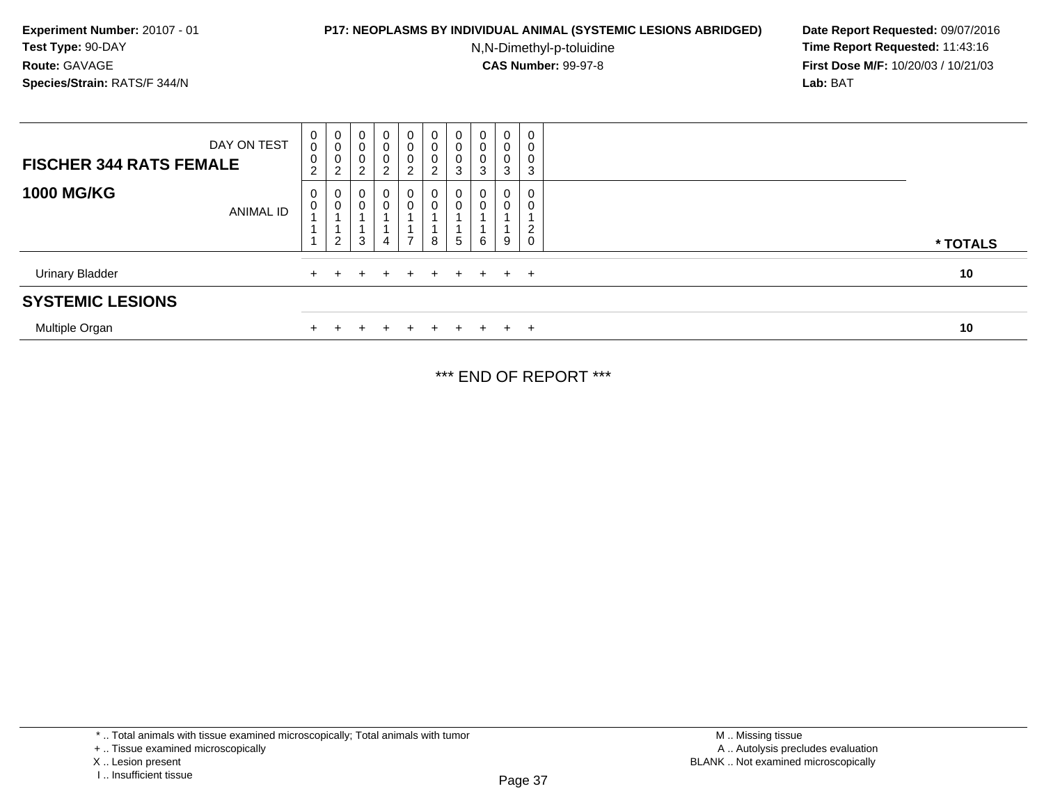**Experiment Number:** 20107 - 01
**Test Type:** 90-DAY
**Route:** GAVAGE
**Species/Strain:** RATS/F 344/N

**P17: NEOPLASMS BY INDIVIDUAL ANIMAL (SYSTEMIC LESIONS ABRIDGED)**
N,N-Dimethyl-p-toluidine
**CAS Number:** 99-97-8

**Date Report Requested:** 09/07/2016
**Time Report Requested:** 11:43:16
**First Dose M/F:** 10/20/03 / 10/21/03
**Lab:** BAT

| DAY ON TEST | 0002 | 0002 | 0002 | 0002 | 0002 | 0002 | 0003 | 0003 | 0003 | 0003 | |
|---|---|---|---|---|---|---|---|---|---|---|---|
| **FISCHER 344 RATS FEMALE** | | | | | | | | | | | |
| **1000 MG/KG** ANIMAL ID | 00111 | 00112 | 00113 | 00114 | 00117 | 00118 | 00115 | 00116 | 00119 | 00120 | * TOTALS |
| Urinary Bladder | + | + | + | + | + | + | + | + | + | + | 10 |
| **SYSTEMIC LESIONS** | | | | | | | | | | | |
| Multiple Organ | + | + | + | + | + | + | + | + | + | + | 10 |

*** END OF REPORT ***

* .. Total animals with tissue examined microscopically; Total animals with tumor
+ .. Tissue examined microscopically
X .. Lesion present
I .. Insufficient tissue

M .. Missing tissue
A .. Autolysis precludes evaluation
BLANK .. Not examined microscopically